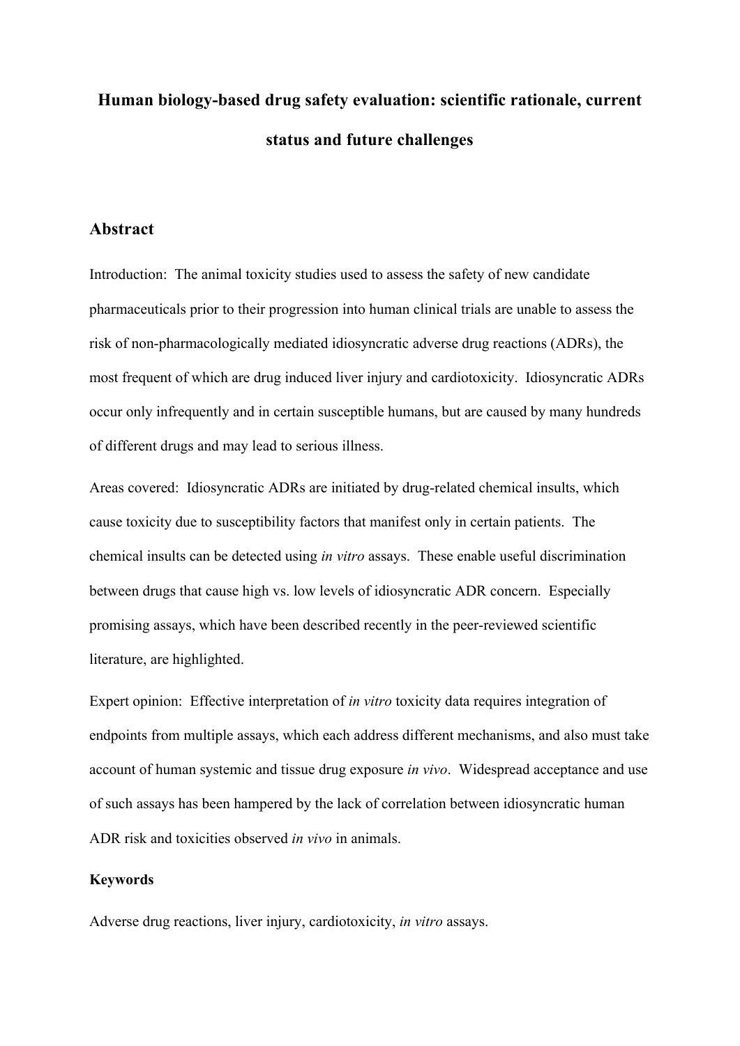# Human biology-based drug safety evaluation: scientific rationale, current status and future challenges

## Abstract

Introduction: The animal toxicity studies used to assess the safety of new candidate pharmaceuticals prior to their progression into human clinical trials are unable to assess the risk of non-pharmacologically mediated idiosyncratic adverse drug reactions (ADRs), the most frequent of which are drug induced liver injury and cardiotoxicity. Idiosyncratic ADRs occur only infrequently and in certain susceptible humans, but are caused by many hundreds of different drugs and may lead to serious illness.

Areas covered: Idiosyncratic ADRs are initiated by drug-related chemical insults, which cause toxicity due to susceptibility factors that manifest only in certain patients. The chemical insults can be detected using *in vitro* assays. These enable useful discrimination between drugs that cause high vs. low levels of idiosyncratic ADR concern. Especially promising assays, which have been described recently in the peer-reviewed scientific literature, are highlighted.

Expert opinion: Effective interpretation of *in vitro* toxicity data requires integration of endpoints from multiple assays, which each address different mechanisms, and also must take account of human systemic and tissue drug exposure *in vivo*. Widespread acceptance and use of such assays has been hampered by the lack of correlation between idiosyncratic human ADR risk and toxicities observed *in vivo* in animals.

**Keywords**

Adverse drug reactions, liver injury, cardiotoxicity, *in vitro* assays.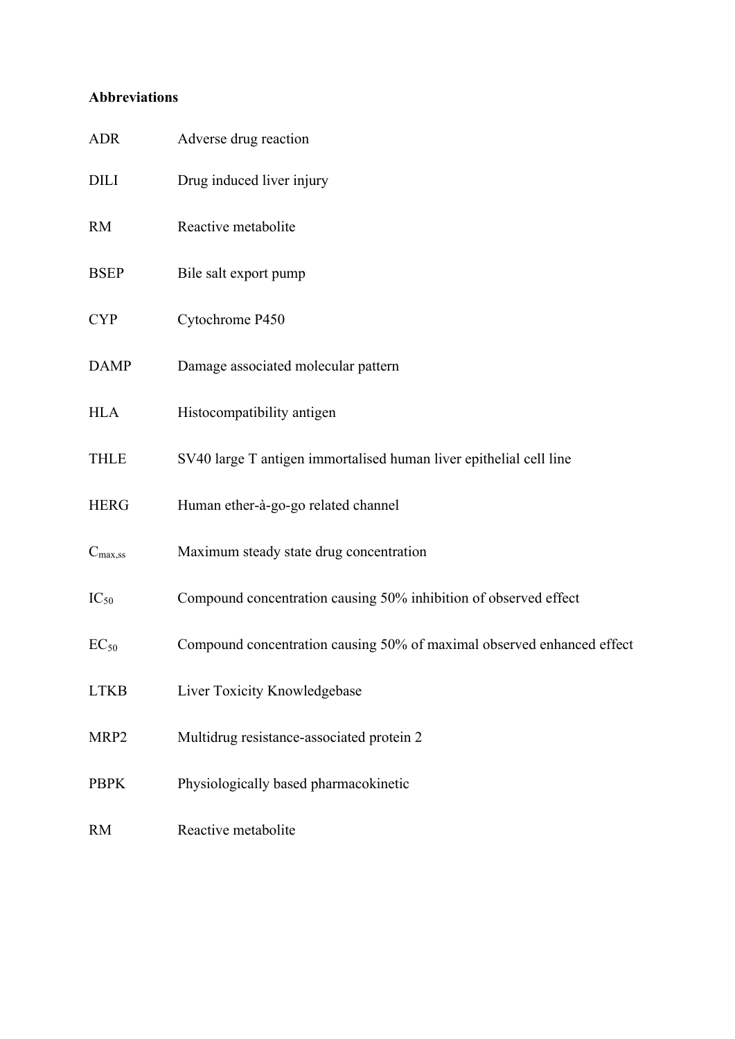**Abbreviations**

| | |
|---|---|
| ADR | Adverse drug reaction |
| DILI | Drug induced liver injury |
| RM | Reactive metabolite |
| BSEP | Bile salt export pump |
| CYP | Cytochrome P450 |
| DAMP | Damage associated molecular pattern |
| HLA | Histocompatibility antigen |
| THLE | SV40 large T antigen immortalised human liver epithelial cell line |
| HERG | Human ether-à-go-go related channel |
| $C_{max,ss}$ | Maximum steady state drug concentration |
| $IC_{50}$ | Compound concentration causing 50% inhibition of observed effect |
| $EC_{50}$ | Compound concentration causing 50% of maximal observed enhanced effect |
| LTKB | Liver Toxicity Knowledgebase |
| MRP2 | Multidrug resistance-associated protein 2 |
| PBPK | Physiologically based pharmacokinetic |
| RM | Reactive metabolite |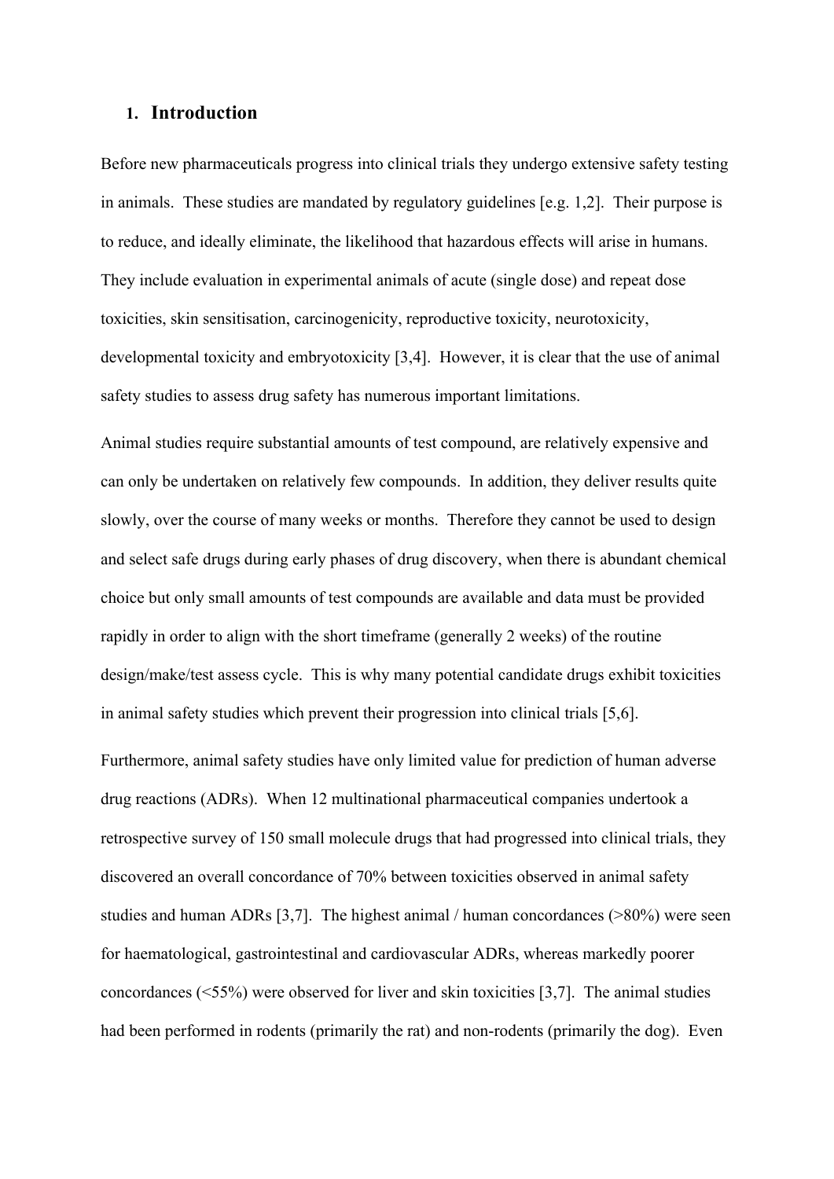## 1. Introduction

Before new pharmaceuticals progress into clinical trials they undergo extensive safety testing in animals. These studies are mandated by regulatory guidelines [e.g. 1,2]. Their purpose is to reduce, and ideally eliminate, the likelihood that hazardous effects will arise in humans. They include evaluation in experimental animals of acute (single dose) and repeat dose toxicities, skin sensitisation, carcinogenicity, reproductive toxicity, neurotoxicity, developmental toxicity and embryotoxicity [3,4]. However, it is clear that the use of animal safety studies to assess drug safety has numerous important limitations.

Animal studies require substantial amounts of test compound, are relatively expensive and can only be undertaken on relatively few compounds. In addition, they deliver results quite slowly, over the course of many weeks or months. Therefore they cannot be used to design and select safe drugs during early phases of drug discovery, when there is abundant chemical choice but only small amounts of test compounds are available and data must be provided rapidly in order to align with the short timeframe (generally 2 weeks) of the routine design/make/test assess cycle. This is why many potential candidate drugs exhibit toxicities in animal safety studies which prevent their progression into clinical trials [5,6].

Furthermore, animal safety studies have only limited value for prediction of human adverse drug reactions (ADRs). When 12 multinational pharmaceutical companies undertook a retrospective survey of 150 small molecule drugs that had progressed into clinical trials, they discovered an overall concordance of 70% between toxicities observed in animal safety studies and human ADRs [3,7]. The highest animal / human concordances (>80%) were seen for haematological, gastrointestinal and cardiovascular ADRs, whereas markedly poorer concordances (<55%) were observed for liver and skin toxicities [3,7]. The animal studies had been performed in rodents (primarily the rat) and non-rodents (primarily the dog). Even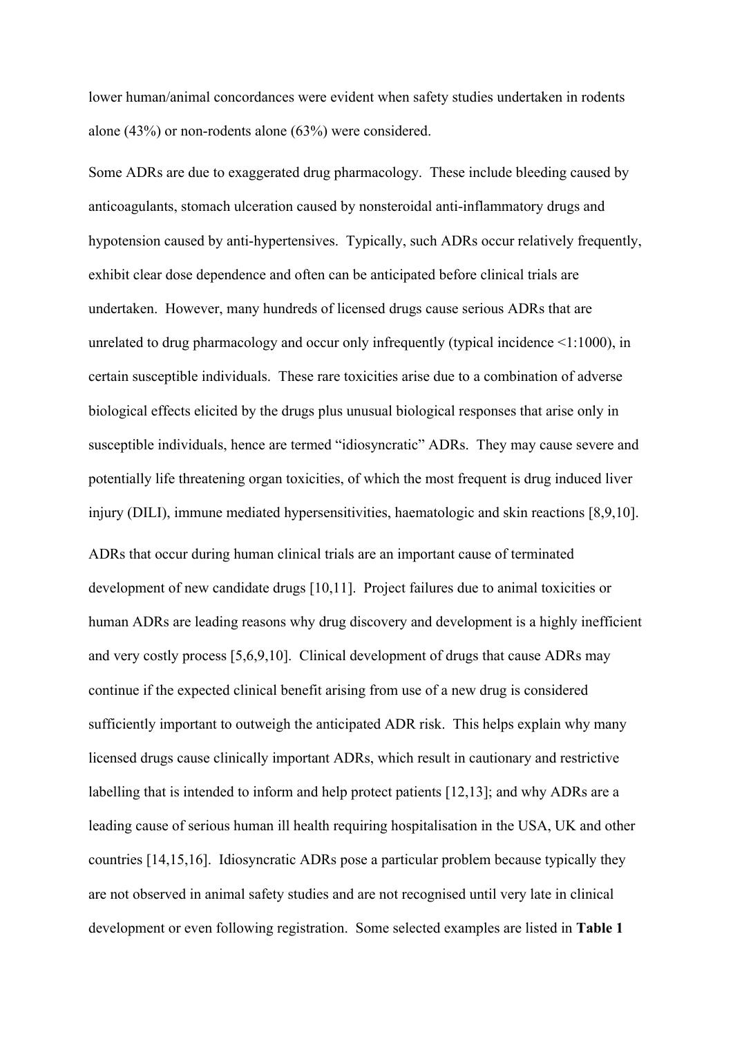lower human/animal concordances were evident when safety studies undertaken in rodents alone (43%) or non-rodents alone (63%) were considered.

Some ADRs are due to exaggerated drug pharmacology. These include bleeding caused by anticoagulants, stomach ulceration caused by nonsteroidal anti-inflammatory drugs and hypotension caused by anti-hypertensives. Typically, such ADRs occur relatively frequently, exhibit clear dose dependence and often can be anticipated before clinical trials are undertaken. However, many hundreds of licensed drugs cause serious ADRs that are unrelated to drug pharmacology and occur only infrequently (typical incidence <1:1000), in certain susceptible individuals. These rare toxicities arise due to a combination of adverse biological effects elicited by the drugs plus unusual biological responses that arise only in susceptible individuals, hence are termed "idiosyncratic" ADRs. They may cause severe and potentially life threatening organ toxicities, of which the most frequent is drug induced liver injury (DILI), immune mediated hypersensitivities, haematologic and skin reactions [8,9,10].

ADRs that occur during human clinical trials are an important cause of terminated development of new candidate drugs [10,11]. Project failures due to animal toxicities or human ADRs are leading reasons why drug discovery and development is a highly inefficient and very costly process [5,6,9,10]. Clinical development of drugs that cause ADRs may continue if the expected clinical benefit arising from use of a new drug is considered sufficiently important to outweigh the anticipated ADR risk. This helps explain why many licensed drugs cause clinically important ADRs, which result in cautionary and restrictive labelling that is intended to inform and help protect patients [12,13]; and why ADRs are a leading cause of serious human ill health requiring hospitalisation in the USA, UK and other countries [14,15,16]. Idiosyncratic ADRs pose a particular problem because typically they are not observed in animal safety studies and are not recognised until very late in clinical development or even following registration. Some selected examples are listed in **Table 1**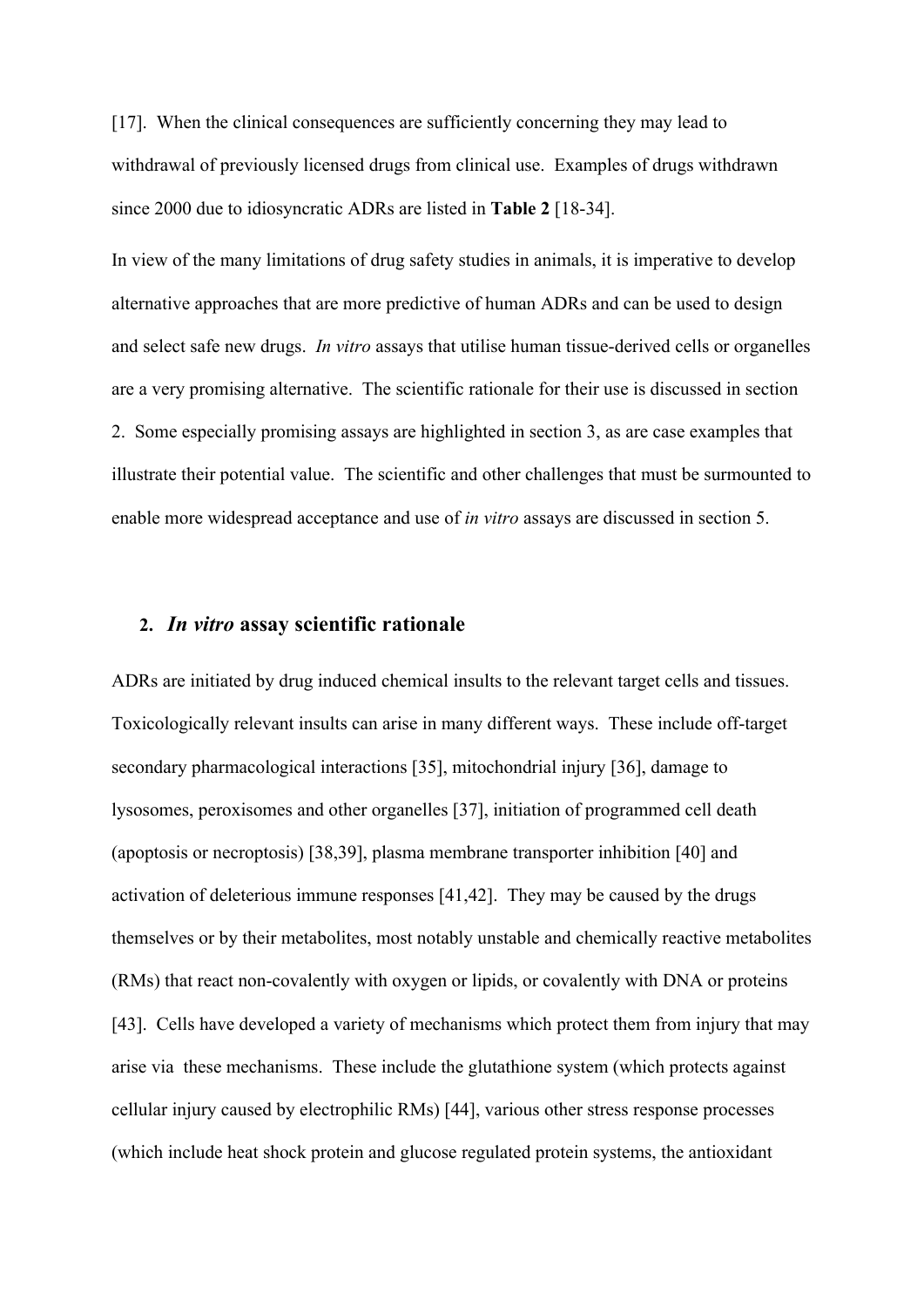[17]. When the clinical consequences are sufficiently concerning they may lead to withdrawal of previously licensed drugs from clinical use. Examples of drugs withdrawn since 2000 due to idiosyncratic ADRs are listed in **Table 2** [18-34].

In view of the many limitations of drug safety studies in animals, it is imperative to develop alternative approaches that are more predictive of human ADRs and can be used to design and select safe new drugs. *In vitro* assays that utilise human tissue-derived cells or organelles are a very promising alternative. The scientific rationale for their use is discussed in section 2. Some especially promising assays are highlighted in section 3, as are case examples that illustrate their potential value. The scientific and other challenges that must be surmounted to enable more widespread acceptance and use of *in vitro* assays are discussed in section 5.

## 2. *In vitro* assay scientific rationale

ADRs are initiated by drug induced chemical insults to the relevant target cells and tissues. Toxicologically relevant insults can arise in many different ways. These include off-target secondary pharmacological interactions [35], mitochondrial injury [36], damage to lysosomes, peroxisomes and other organelles [37], initiation of programmed cell death (apoptosis or necroptosis) [38,39], plasma membrane transporter inhibition [40] and activation of deleterious immune responses [41,42]. They may be caused by the drugs themselves or by their metabolites, most notably unstable and chemically reactive metabolites (RMs) that react non-covalently with oxygen or lipids, or covalently with DNA or proteins [43]. Cells have developed a variety of mechanisms which protect them from injury that may arise via these mechanisms. These include the glutathione system (which protects against cellular injury caused by electrophilic RMs) [44], various other stress response processes (which include heat shock protein and glucose regulated protein systems, the antioxidant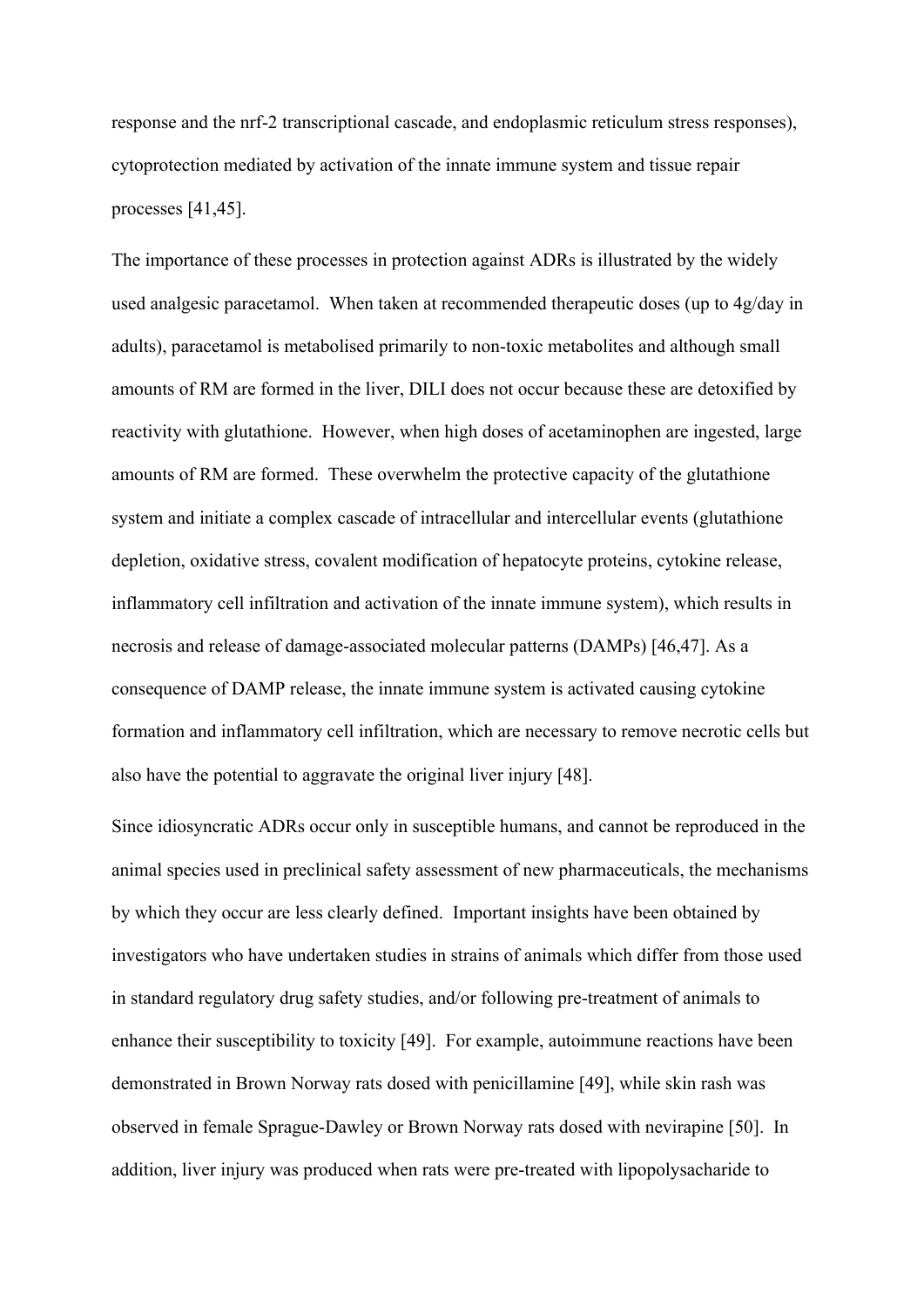response and the nrf-2 transcriptional cascade, and endoplasmic reticulum stress responses), cytoprotection mediated by activation of the innate immune system and tissue repair processes [41,45].

The importance of these processes in protection against ADRs is illustrated by the widely used analgesic paracetamol. When taken at recommended therapeutic doses (up to 4g/day in adults), paracetamol is metabolised primarily to non-toxic metabolites and although small amounts of RM are formed in the liver, DILI does not occur because these are detoxified by reactivity with glutathione. However, when high doses of acetaminophen are ingested, large amounts of RM are formed. These overwhelm the protective capacity of the glutathione system and initiate a complex cascade of intracellular and intercellular events (glutathione depletion, oxidative stress, covalent modification of hepatocyte proteins, cytokine release, inflammatory cell infiltration and activation of the innate immune system), which results in necrosis and release of damage-associated molecular patterns (DAMPs) [46,47]. As a consequence of DAMP release, the innate immune system is activated causing cytokine formation and inflammatory cell infiltration, which are necessary to remove necrotic cells but also have the potential to aggravate the original liver injury [48].

Since idiosyncratic ADRs occur only in susceptible humans, and cannot be reproduced in the animal species used in preclinical safety assessment of new pharmaceuticals, the mechanisms by which they occur are less clearly defined. Important insights have been obtained by investigators who have undertaken studies in strains of animals which differ from those used in standard regulatory drug safety studies, and/or following pre-treatment of animals to enhance their susceptibility to toxicity [49]. For example, autoimmune reactions have been demonstrated in Brown Norway rats dosed with penicillamine [49], while skin rash was observed in female Sprague-Dawley or Brown Norway rats dosed with nevirapine [50]. In addition, liver injury was produced when rats were pre-treated with lipopolysacharide to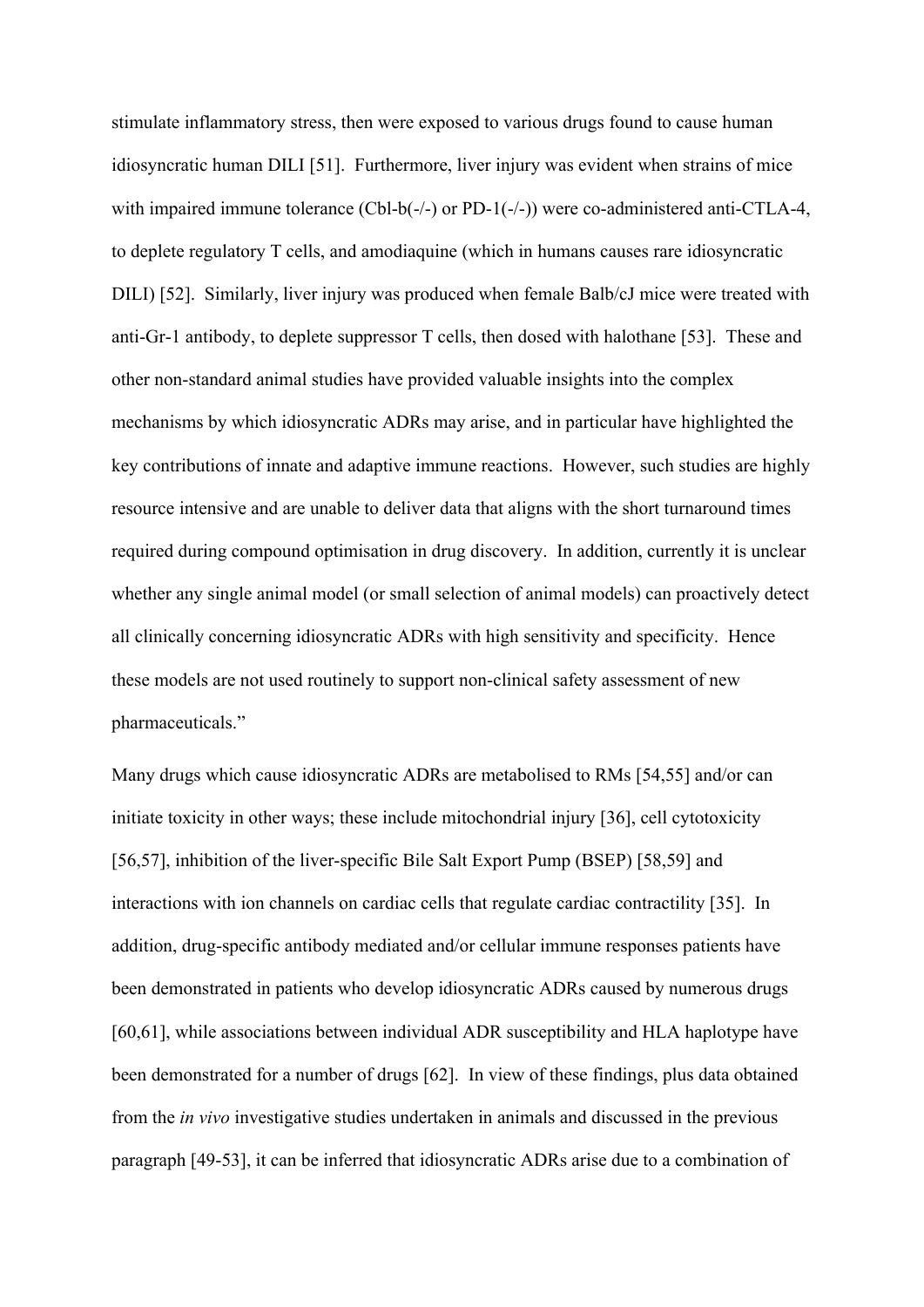stimulate inflammatory stress, then were exposed to various drugs found to cause human idiosyncratic human DILI [51]. Furthermore, liver injury was evident when strains of mice with impaired immune tolerance (Cbl-b(-/-) or PD-1(-/-)) were co-administered anti-CTLA-4, to deplete regulatory T cells, and amodiaquine (which in humans causes rare idiosyncratic DILI) [52]. Similarly, liver injury was produced when female Balb/cJ mice were treated with anti-Gr-1 antibody, to deplete suppressor T cells, then dosed with halothane [53]. These and other non-standard animal studies have provided valuable insights into the complex mechanisms by which idiosyncratic ADRs may arise, and in particular have highlighted the key contributions of innate and adaptive immune reactions. However, such studies are highly resource intensive and are unable to deliver data that aligns with the short turnaround times required during compound optimisation in drug discovery. In addition, currently it is unclear whether any single animal model (or small selection of animal models) can proactively detect all clinically concerning idiosyncratic ADRs with high sensitivity and specificity. Hence these models are not used routinely to support non-clinical safety assessment of new pharmaceuticals."

Many drugs which cause idiosyncratic ADRs are metabolised to RMs [54,55] and/or can initiate toxicity in other ways; these include mitochondrial injury [36], cell cytotoxicity [56,57], inhibition of the liver-specific Bile Salt Export Pump (BSEP) [58,59] and interactions with ion channels on cardiac cells that regulate cardiac contractility [35]. In addition, drug-specific antibody mediated and/or cellular immune responses patients have been demonstrated in patients who develop idiosyncratic ADRs caused by numerous drugs [60,61], while associations between individual ADR susceptibility and HLA haplotype have been demonstrated for a number of drugs [62]. In view of these findings, plus data obtained from the *in vivo* investigative studies undertaken in animals and discussed in the previous paragraph [49-53], it can be inferred that idiosyncratic ADRs arise due to a combination of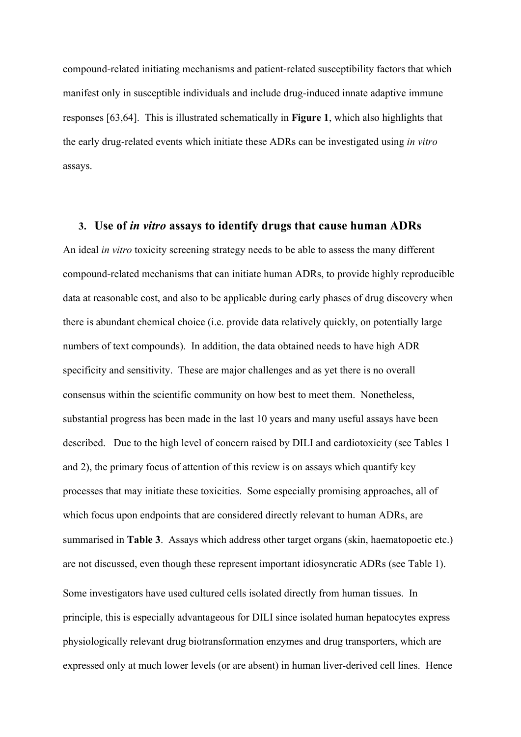compound-related initiating mechanisms and patient-related susceptibility factors that which manifest only in susceptible individuals and include drug-induced innate adaptive immune responses [63,64]. This is illustrated schematically in **Figure 1**, which also highlights that the early drug-related events which initiate these ADRs can be investigated using *in vitro* assays.

## 3. Use of *in vitro* assays to identify drugs that cause human ADRs

An ideal *in vitro* toxicity screening strategy needs to be able to assess the many different compound-related mechanisms that can initiate human ADRs, to provide highly reproducible data at reasonable cost, and also to be applicable during early phases of drug discovery when there is abundant chemical choice (i.e. provide data relatively quickly, on potentially large numbers of text compounds). In addition, the data obtained needs to have high ADR specificity and sensitivity. These are major challenges and as yet there is no overall consensus within the scientific community on how best to meet them. Nonetheless, substantial progress has been made in the last 10 years and many useful assays have been described. Due to the high level of concern raised by DILI and cardiotoxicity (see Tables 1 and 2), the primary focus of attention of this review is on assays which quantify key processes that may initiate these toxicities. Some especially promising approaches, all of which focus upon endpoints that are considered directly relevant to human ADRs, are summarised in **Table 3**. Assays which address other target organs (skin, haematopoetic etc.) are not discussed, even though these represent important idiosyncratic ADRs (see Table 1).

Some investigators have used cultured cells isolated directly from human tissues. In principle, this is especially advantageous for DILI since isolated human hepatocytes express physiologically relevant drug biotransformation enzymes and drug transporters, which are expressed only at much lower levels (or are absent) in human liver-derived cell lines. Hence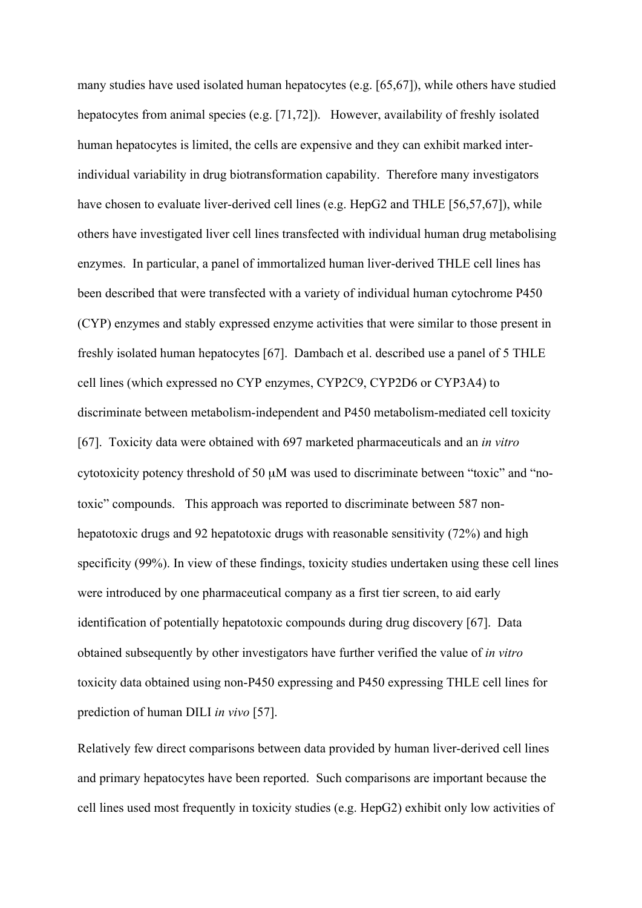many studies have used isolated human hepatocytes (e.g. [65,67]), while others have studied hepatocytes from animal species (e.g. [71,72]). However, availability of freshly isolated human hepatocytes is limited, the cells are expensive and they can exhibit marked inter-individual variability in drug biotransformation capability. Therefore many investigators have chosen to evaluate liver-derived cell lines (e.g. HepG2 and THLE [56,57,67]), while others have investigated liver cell lines transfected with individual human drug metabolising enzymes. In particular, a panel of immortalized human liver-derived THLE cell lines has been described that were transfected with a variety of individual human cytochrome P450 (CYP) enzymes and stably expressed enzyme activities that were similar to those present in freshly isolated human hepatocytes [67]. Dambach et al. described use a panel of 5 THLE cell lines (which expressed no CYP enzymes, CYP2C9, CYP2D6 or CYP3A4) to discriminate between metabolism-independent and P450 metabolism-mediated cell toxicity [67]. Toxicity data were obtained with 697 marketed pharmaceuticals and an *in vitro* cytotoxicity potency threshold of 50 μM was used to discriminate between "toxic" and "no-toxic" compounds. This approach was reported to discriminate between 587 non-hepatotoxic drugs and 92 hepatotoxic drugs with reasonable sensitivity (72%) and high specificity (99%). In view of these findings, toxicity studies undertaken using these cell lines were introduced by one pharmaceutical company as a first tier screen, to aid early identification of potentially hepatotoxic compounds during drug discovery [67]. Data obtained subsequently by other investigators have further verified the value of *in vitro* toxicity data obtained using non-P450 expressing and P450 expressing THLE cell lines for prediction of human DILI *in vivo* [57].

Relatively few direct comparisons between data provided by human liver-derived cell lines and primary hepatocytes have been reported. Such comparisons are important because the cell lines used most frequently in toxicity studies (e.g. HepG2) exhibit only low activities of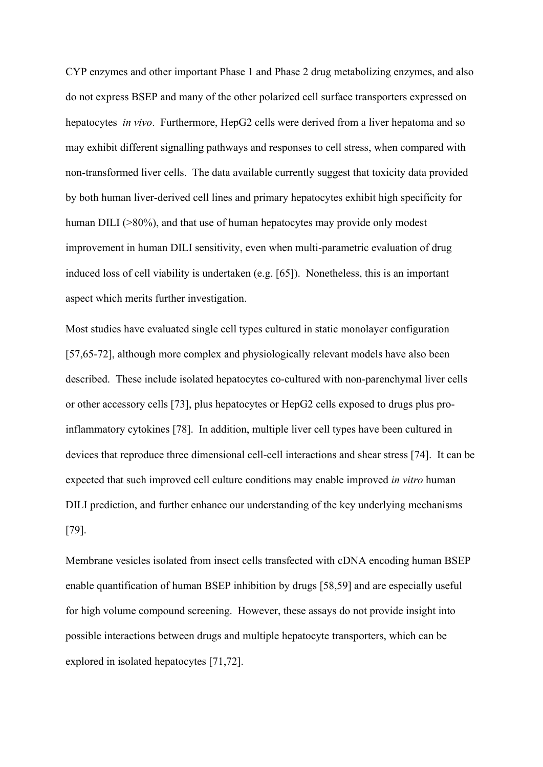CYP enzymes and other important Phase 1 and Phase 2 drug metabolizing enzymes, and also do not express BSEP and many of the other polarized cell surface transporters expressed on hepatocytes *in vivo*. Furthermore, HepG2 cells were derived from a liver hepatoma and so may exhibit different signalling pathways and responses to cell stress, when compared with non-transformed liver cells. The data available currently suggest that toxicity data provided by both human liver-derived cell lines and primary hepatocytes exhibit high specificity for human DILI (>80%), and that use of human hepatocytes may provide only modest improvement in human DILI sensitivity, even when multi-parametric evaluation of drug induced loss of cell viability is undertaken (e.g. [65]). Nonetheless, this is an important aspect which merits further investigation.

Most studies have evaluated single cell types cultured in static monolayer configuration [57,65-72], although more complex and physiologically relevant models have also been described. These include isolated hepatocytes co-cultured with non-parenchymal liver cells or other accessory cells [73], plus hepatocytes or HepG2 cells exposed to drugs plus pro-inflammatory cytokines [78]. In addition, multiple liver cell types have been cultured in devices that reproduce three dimensional cell-cell interactions and shear stress [74]. It can be expected that such improved cell culture conditions may enable improved *in vitro* human DILI prediction, and further enhance our understanding of the key underlying mechanisms [79].

Membrane vesicles isolated from insect cells transfected with cDNA encoding human BSEP enable quantification of human BSEP inhibition by drugs [58,59] and are especially useful for high volume compound screening. However, these assays do not provide insight into possible interactions between drugs and multiple hepatocyte transporters, which can be explored in isolated hepatocytes [71,72].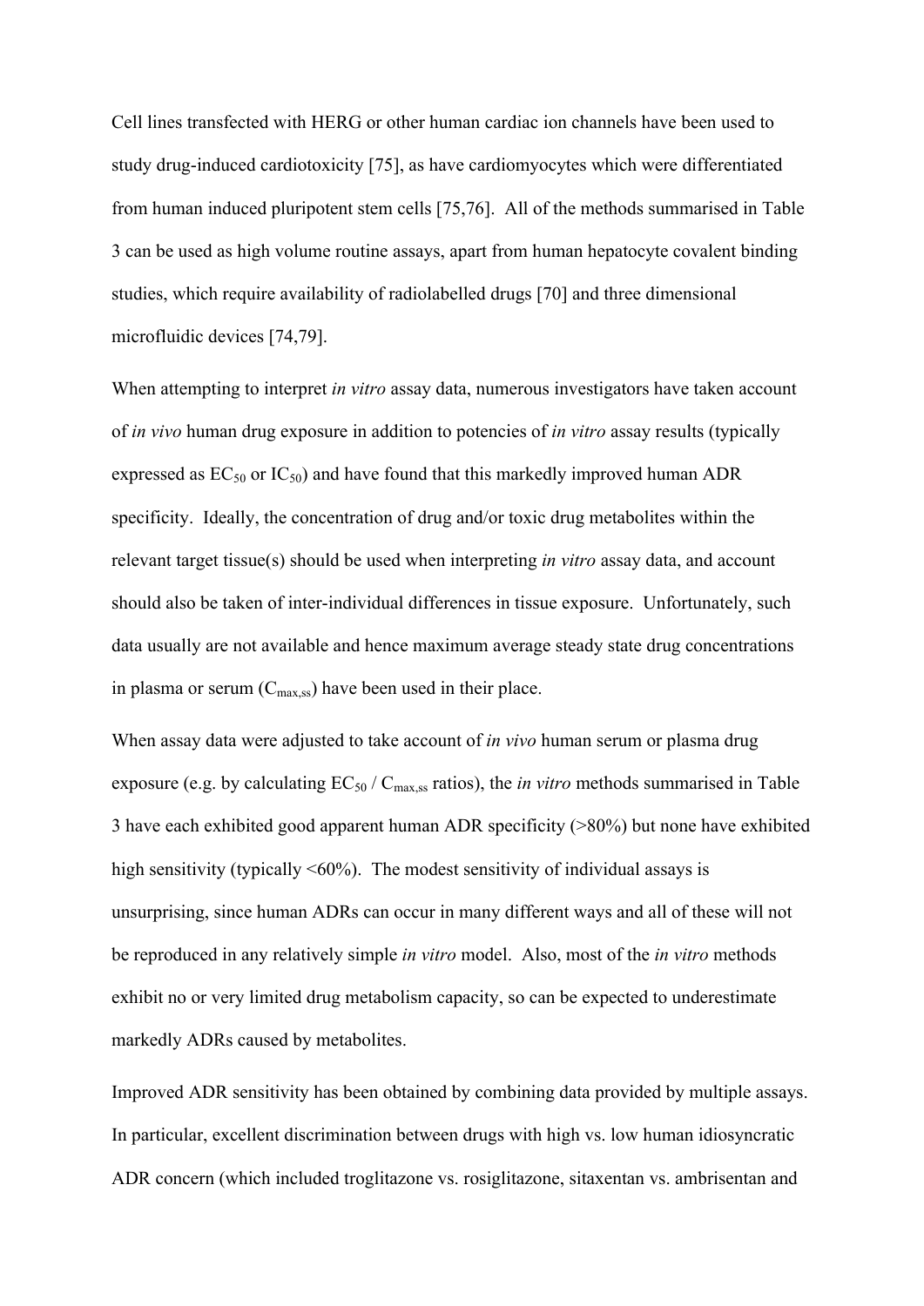Cell lines transfected with HERG or other human cardiac ion channels have been used to study drug-induced cardiotoxicity [75], as have cardiomyocytes which were differentiated from human induced pluripotent stem cells [75,76]. All of the methods summarised in Table 3 can be used as high volume routine assays, apart from human hepatocyte covalent binding studies, which require availability of radiolabelled drugs [70] and three dimensional microfluidic devices [74,79].

When attempting to interpret *in vitro* assay data, numerous investigators have taken account of *in vivo* human drug exposure in addition to potencies of *in vitro* assay results (typically expressed as $EC_{50}$ or $IC_{50}$) and have found that this markedly improved human ADR specificity. Ideally, the concentration of drug and/or toxic drug metabolites within the relevant target tissue(s) should be used when interpreting *in vitro* assay data, and account should also be taken of inter-individual differences in tissue exposure. Unfortunately, such data usually are not available and hence maximum average steady state drug concentrations in plasma or serum ($C_{max,ss}$) have been used in their place.

When assay data were adjusted to take account of *in vivo* human serum or plasma drug exposure (e.g. by calculating $EC_{50}$ / $C_{max,ss}$ ratios), the *in vitro* methods summarised in Table 3 have each exhibited good apparent human ADR specificity (>80%) but none have exhibited high sensitivity (typically <60%). The modest sensitivity of individual assays is unsurprising, since human ADRs can occur in many different ways and all of these will not be reproduced in any relatively simple *in vitro* model. Also, most of the *in vitro* methods exhibit no or very limited drug metabolism capacity, so can be expected to underestimate markedly ADRs caused by metabolites.

Improved ADR sensitivity has been obtained by combining data provided by multiple assays. In particular, excellent discrimination between drugs with high vs. low human idiosyncratic ADR concern (which included troglitazone vs. rosiglitazone, sitaxentan vs. ambrisentan and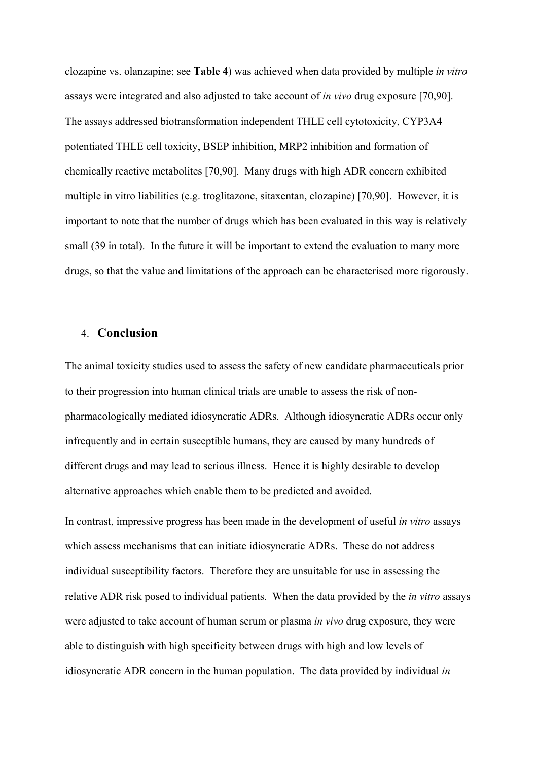clozapine vs. olanzapine; see **Table 4**) was achieved when data provided by multiple *in vitro* assays were integrated and also adjusted to take account of *in vivo* drug exposure [70,90]. The assays addressed biotransformation independent THLE cell cytotoxicity, CYP3A4 potentiated THLE cell toxicity, BSEP inhibition, MRP2 inhibition and formation of chemically reactive metabolites [70,90]. Many drugs with high ADR concern exhibited multiple in vitro liabilities (e.g. troglitazone, sitaxentan, clozapine) [70,90]. However, it is important to note that the number of drugs which has been evaluated in this way is relatively small (39 in total). In the future it will be important to extend the evaluation to many more drugs, so that the value and limitations of the approach can be characterised more rigorously.

## 4. Conclusion

The animal toxicity studies used to assess the safety of new candidate pharmaceuticals prior to their progression into human clinical trials are unable to assess the risk of non-pharmacologically mediated idiosyncratic ADRs. Although idiosyncratic ADRs occur only infrequently and in certain susceptible humans, they are caused by many hundreds of different drugs and may lead to serious illness. Hence it is highly desirable to develop alternative approaches which enable them to be predicted and avoided.

In contrast, impressive progress has been made in the development of useful *in vitro* assays which assess mechanisms that can initiate idiosyncratic ADRs. These do not address individual susceptibility factors. Therefore they are unsuitable for use in assessing the relative ADR risk posed to individual patients. When the data provided by the *in vitro* assays were adjusted to take account of human serum or plasma *in vivo* drug exposure, they were able to distinguish with high specificity between drugs with high and low levels of idiosyncratic ADR concern in the human population. The data provided by individual *in*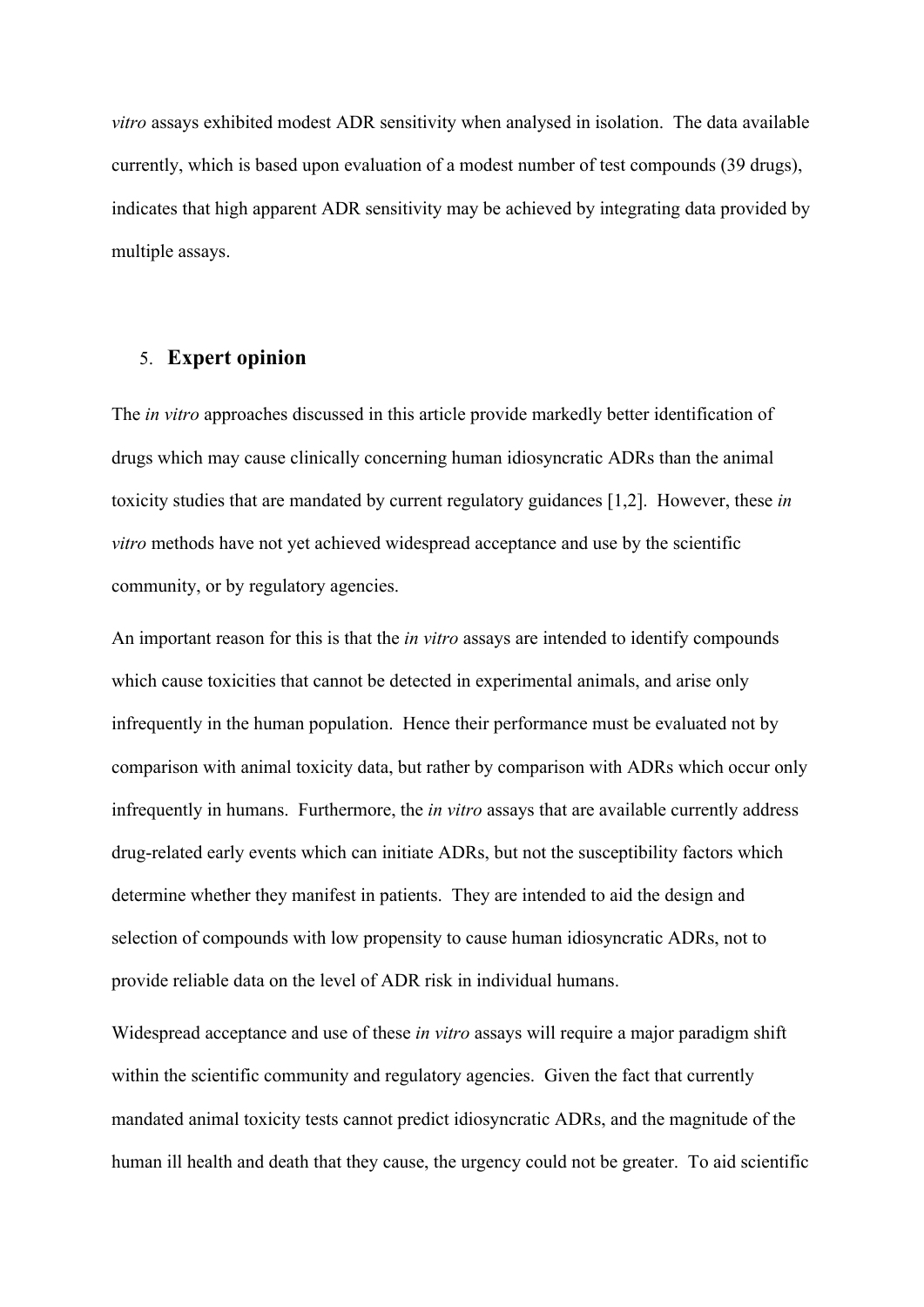*vitro* assays exhibited modest ADR sensitivity when analysed in isolation. The data available currently, which is based upon evaluation of a modest number of test compounds (39 drugs), indicates that high apparent ADR sensitivity may be achieved by integrating data provided by multiple assays.

## 5. Expert opinion

The *in vitro* approaches discussed in this article provide markedly better identification of drugs which may cause clinically concerning human idiosyncratic ADRs than the animal toxicity studies that are mandated by current regulatory guidances [1,2]. However, these *in vitro* methods have not yet achieved widespread acceptance and use by the scientific community, or by regulatory agencies.

An important reason for this is that the *in vitro* assays are intended to identify compounds which cause toxicities that cannot be detected in experimental animals, and arise only infrequently in the human population. Hence their performance must be evaluated not by comparison with animal toxicity data, but rather by comparison with ADRs which occur only infrequently in humans. Furthermore, the *in vitro* assays that are available currently address drug-related early events which can initiate ADRs, but not the susceptibility factors which determine whether they manifest in patients. They are intended to aid the design and selection of compounds with low propensity to cause human idiosyncratic ADRs, not to provide reliable data on the level of ADR risk in individual humans.

Widespread acceptance and use of these *in vitro* assays will require a major paradigm shift within the scientific community and regulatory agencies. Given the fact that currently mandated animal toxicity tests cannot predict idiosyncratic ADRs, and the magnitude of the human ill health and death that they cause, the urgency could not be greater. To aid scientific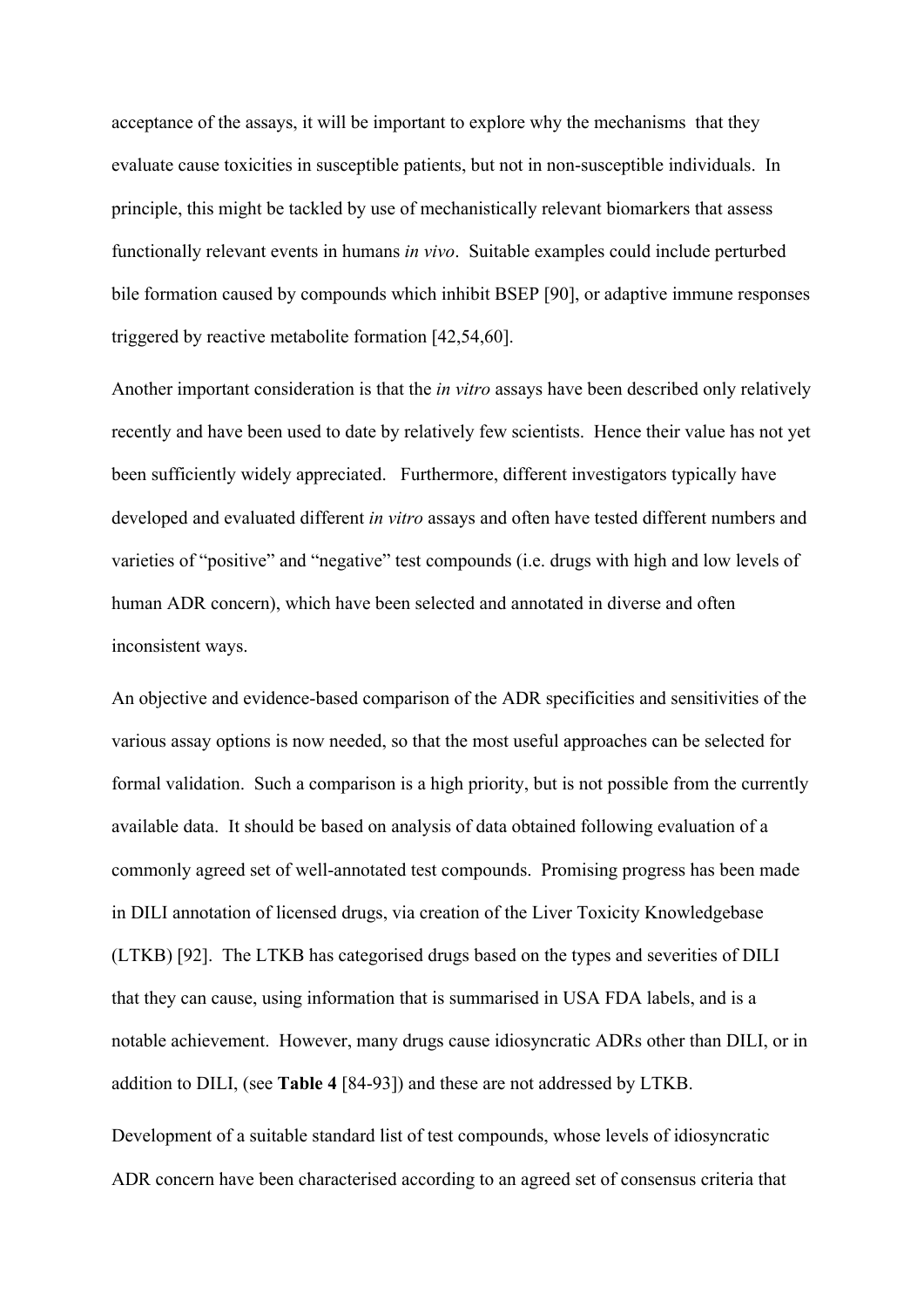acceptance of the assays, it will be important to explore why the mechanisms that they evaluate cause toxicities in susceptible patients, but not in non-susceptible individuals. In principle, this might be tackled by use of mechanistically relevant biomarkers that assess functionally relevant events in humans *in vivo*. Suitable examples could include perturbed bile formation caused by compounds which inhibit BSEP [90], or adaptive immune responses triggered by reactive metabolite formation [42,54,60].

Another important consideration is that the *in vitro* assays have been described only relatively recently and have been used to date by relatively few scientists. Hence their value has not yet been sufficiently widely appreciated. Furthermore, different investigators typically have developed and evaluated different *in vitro* assays and often have tested different numbers and varieties of "positive" and "negative" test compounds (i.e. drugs with high and low levels of human ADR concern), which have been selected and annotated in diverse and often inconsistent ways.

An objective and evidence-based comparison of the ADR specificities and sensitivities of the various assay options is now needed, so that the most useful approaches can be selected for formal validation. Such a comparison is a high priority, but is not possible from the currently available data. It should be based on analysis of data obtained following evaluation of a commonly agreed set of well-annotated test compounds. Promising progress has been made in DILI annotation of licensed drugs, via creation of the Liver Toxicity Knowledgebase (LTKB) [92]. The LTKB has categorised drugs based on the types and severities of DILI that they can cause, using information that is summarised in USA FDA labels, and is a notable achievement. However, many drugs cause idiosyncratic ADRs other than DILI, or in addition to DILI, (see **Table 4** [84-93]) and these are not addressed by LTKB.

Development of a suitable standard list of test compounds, whose levels of idiosyncratic ADR concern have been characterised according to an agreed set of consensus criteria that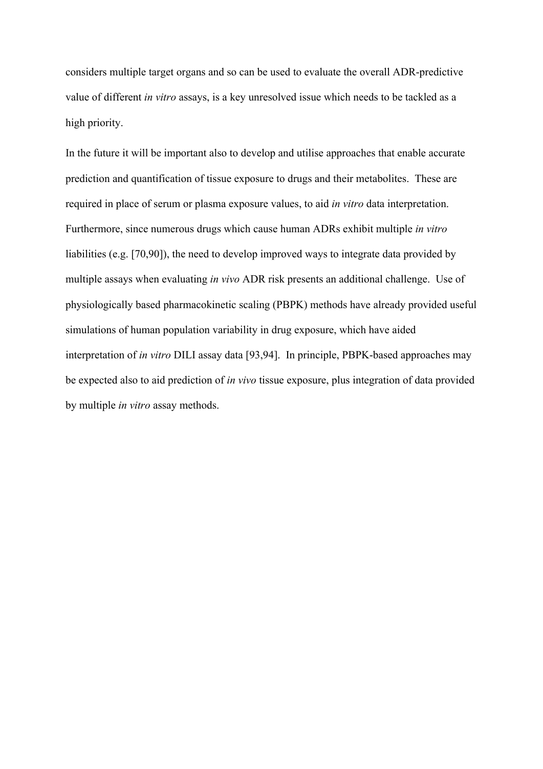considers multiple target organs and so can be used to evaluate the overall ADR-predictive value of different *in vitro* assays, is a key unresolved issue which needs to be tackled as a high priority.

In the future it will be important also to develop and utilise approaches that enable accurate prediction and quantification of tissue exposure to drugs and their metabolites. These are required in place of serum or plasma exposure values, to aid *in vitro* data interpretation. Furthermore, since numerous drugs which cause human ADRs exhibit multiple *in vitro* liabilities (e.g. [70,90]), the need to develop improved ways to integrate data provided by multiple assays when evaluating *in vivo* ADR risk presents an additional challenge. Use of physiologically based pharmacokinetic scaling (PBPK) methods have already provided useful simulations of human population variability in drug exposure, which have aided interpretation of *in vitro* DILI assay data [93,94]. In principle, PBPK-based approaches may be expected also to aid prediction of *in vivo* tissue exposure, plus integration of data provided by multiple *in vitro* assay methods.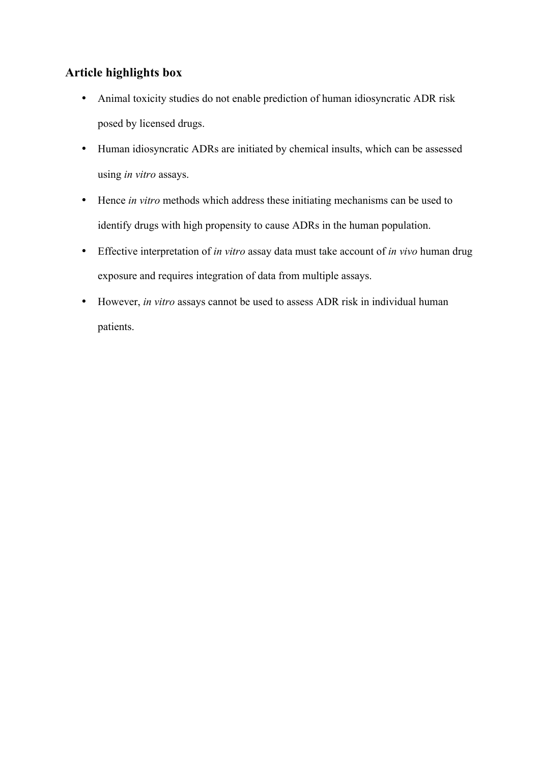## Article highlights box

- Animal toxicity studies do not enable prediction of human idiosyncratic ADR risk posed by licensed drugs.
- Human idiosyncratic ADRs are initiated by chemical insults, which can be assessed using *in vitro* assays.
- Hence *in vitro* methods which address these initiating mechanisms can be used to identify drugs with high propensity to cause ADRs in the human population.
- Effective interpretation of *in vitro* assay data must take account of *in vivo* human drug exposure and requires integration of data from multiple assays.
- However, *in vitro* assays cannot be used to assess ADR risk in individual human patients.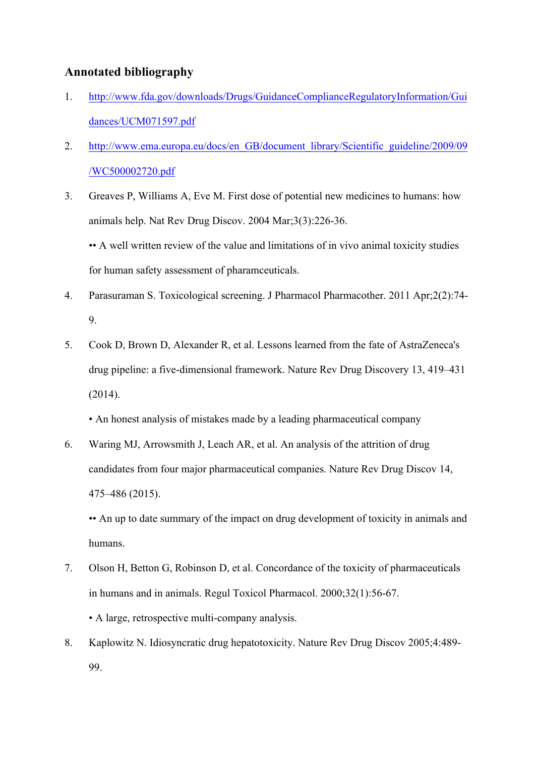## Annotated bibliography

1. http://www.fda.gov/downloads/Drugs/GuidanceComplianceRegulatoryInformation/Guidances/UCM071597.pdf

2. http://www.ema.europa.eu/docs/en_GB/document_library/Scientific_guideline/2009/09/WC500002720.pdf

3. Greaves P, Williams A, Eve M. First dose of potential new medicines to humans: how animals help. Nat Rev Drug Discov. 2004 Mar;3(3):226-36.

   •• A well written review of the value and limitations of in vivo animal toxicity studies for human safety assessment of pharamceuticals.

4. Parasuraman S. Toxicological screening. J Pharmacol Pharmacother. 2011 Apr;2(2):74-9.

5. Cook D, Brown D, Alexander R, et al. Lessons learned from the fate of AstraZeneca's drug pipeline: a five-dimensional framework. Nature Rev Drug Discovery 13, 419–431 (2014).

   • An honest analysis of mistakes made by a leading pharmaceutical company

6. Waring MJ, Arrowsmith J, Leach AR, et al. An analysis of the attrition of drug candidates from four major pharmaceutical companies. Nature Rev Drug Discov 14, 475–486 (2015).

   •• An up to date summary of the impact on drug development of toxicity in animals and humans.

7. Olson H, Betton G, Robinson D, et al. Concordance of the toxicity of pharmaceuticals in humans and in animals. Regul Toxicol Pharmacol. 2000;32(1):56-67.

   • A large, retrospective multi-company analysis.

8. Kaplowitz N. Idiosyncratic drug hepatotoxicity. Nature Rev Drug Discov 2005;4:489-99.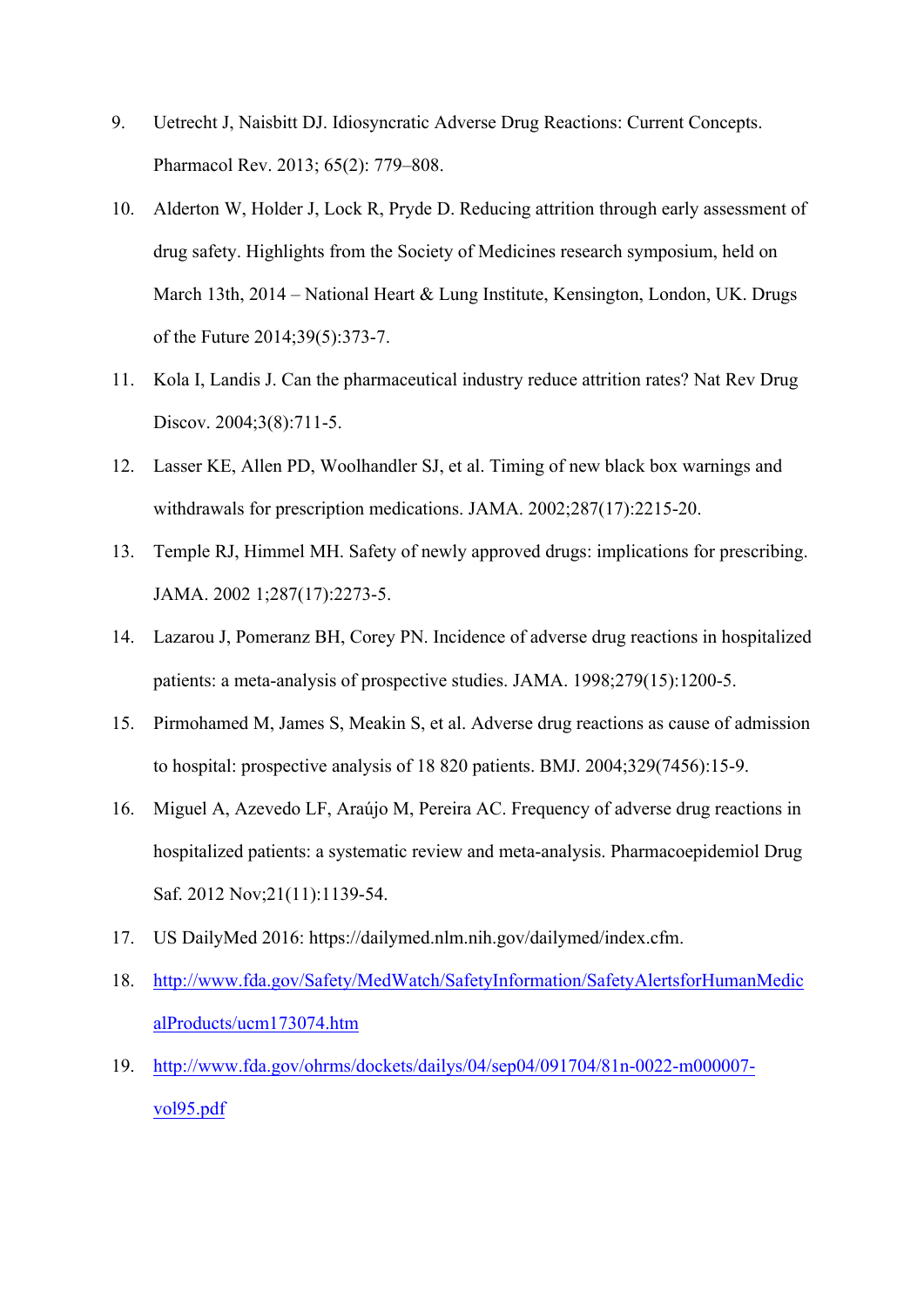9. Uetrecht J, Naisbitt DJ. Idiosyncratic Adverse Drug Reactions: Current Concepts. Pharmacol Rev. 2013; 65(2): 779–808.
10. Alderton W, Holder J, Lock R, Pryde D. Reducing attrition through early assessment of drug safety. Highlights from the Society of Medicines research symposium, held on March 13th, 2014 – National Heart & Lung Institute, Kensington, London, UK. Drugs of the Future 2014;39(5):373-7.
11. Kola I, Landis J. Can the pharmaceutical industry reduce attrition rates? Nat Rev Drug Discov. 2004;3(8):711-5.
12. Lasser KE, Allen PD, Woolhandler SJ, et al. Timing of new black box warnings and withdrawals for prescription medications. JAMA. 2002;287(17):2215-20.
13. Temple RJ, Himmel MH. Safety of newly approved drugs: implications for prescribing. JAMA. 2002 1;287(17):2273-5.
14. Lazarou J, Pomeranz BH, Corey PN. Incidence of adverse drug reactions in hospitalized patients: a meta-analysis of prospective studies. JAMA. 1998;279(15):1200-5.
15. Pirmohamed M, James S, Meakin S, et al. Adverse drug reactions as cause of admission to hospital: prospective analysis of 18 820 patients. BMJ. 2004;329(7456):15-9.
16. Miguel A, Azevedo LF, Araújo M, Pereira AC. Frequency of adverse drug reactions in hospitalized patients: a systematic review and meta-analysis. Pharmacoepidemiol Drug Saf. 2012 Nov;21(11):1139-54.
17. US DailyMed 2016: https://dailymed.nlm.nih.gov/dailymed/index.cfm.
18. http://www.fda.gov/Safety/MedWatch/SafetyInformation/SafetyAlertsforHumanMedicalProducts/ucm173074.htm
19. http://www.fda.gov/ohrms/dockets/dailys/04/sep04/091704/81n-0022-m000007-vol95.pdf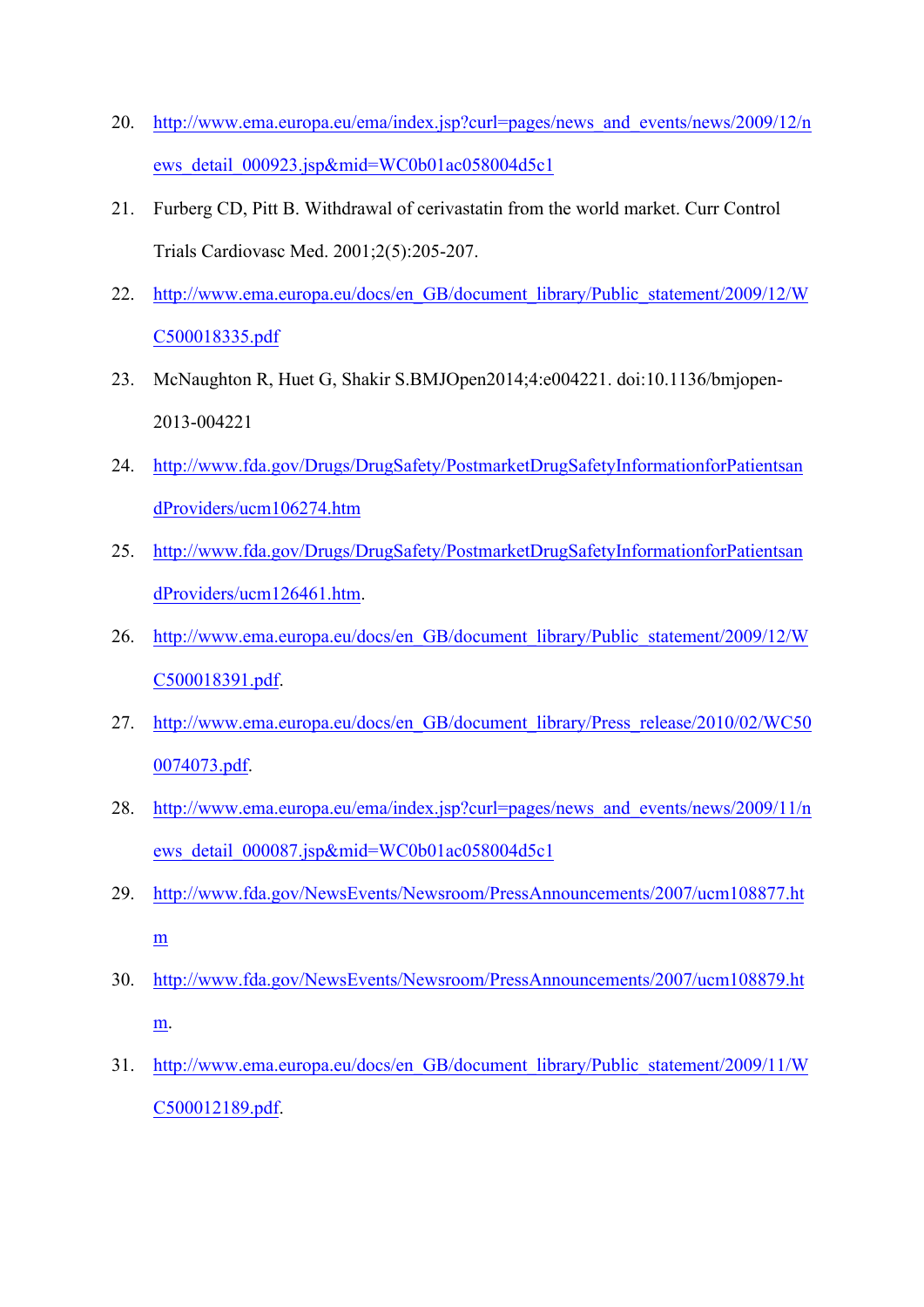20. http://www.ema.europa.eu/ema/index.jsp?curl=pages/news_and_events/news/2009/12/news_detail_000923.jsp&mid=WC0b01ac058004d5c1

21. Furberg CD, Pitt B. Withdrawal of cerivastatin from the world market. Curr Control Trials Cardiovasc Med. 2001;2(5):205-207.

22. http://www.ema.europa.eu/docs/en_GB/document_library/Public_statement/2009/12/WC500018335.pdf

23. McNaughton R, Huet G, Shakir S.BMJOpen2014;4:e004221. doi:10.1136/bmjopen-2013-004221

24. http://www.fda.gov/Drugs/DrugSafety/PostmarketDrugSafetyInformationforPatientsandProviders/ucm106274.htm

25. http://www.fda.gov/Drugs/DrugSafety/PostmarketDrugSafetyInformationforPatientsandProviders/ucm126461.htm.

26. http://www.ema.europa.eu/docs/en_GB/document_library/Public_statement/2009/12/WC500018391.pdf.

27. http://www.ema.europa.eu/docs/en_GB/document_library/Press_release/2010/02/WC500074073.pdf.

28. http://www.ema.europa.eu/ema/index.jsp?curl=pages/news_and_events/news/2009/11/news_detail_000087.jsp&mid=WC0b01ac058004d5c1

29. http://www.fda.gov/NewsEvents/Newsroom/PressAnnouncements/2007/ucm108877.htm

30. http://www.fda.gov/NewsEvents/Newsroom/PressAnnouncements/2007/ucm108879.htm.

31. http://www.ema.europa.eu/docs/en_GB/document_library/Public_statement/2009/11/WC500012189.pdf.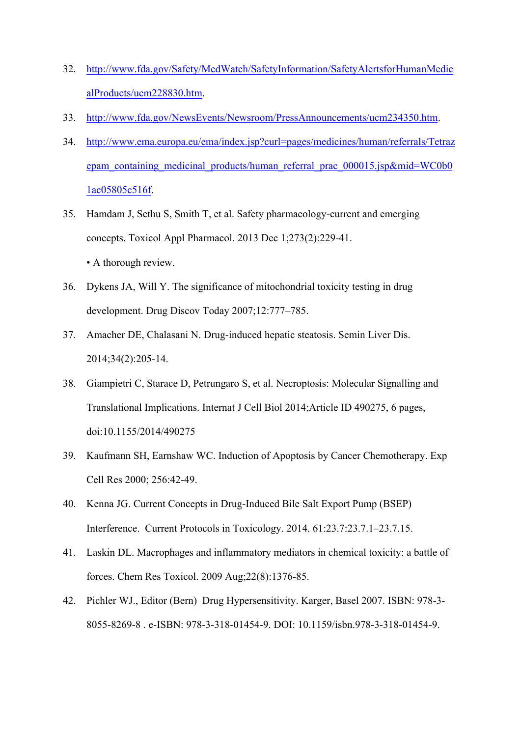32. http://www.fda.gov/Safety/MedWatch/SafetyInformation/SafetyAlertsforHumanMedicalProducts/ucm228830.htm.
33. http://www.fda.gov/NewsEvents/Newsroom/PressAnnouncements/ucm234350.htm.
34. http://www.ema.europa.eu/ema/index.jsp?curl=pages/medicines/human/referrals/Tetrazepam_containing_medicinal_products/human_referral_prac_000015.jsp&mid=WC0b01ac05805c516f.
35. Hamdam J, Sethu S, Smith T, et al. Safety pharmacology-current and emerging concepts. Toxicol Appl Pharmacol. 2013 Dec 1;273(2):229-41.
    • A thorough review.
36. Dykens JA, Will Y. The significance of mitochondrial toxicity testing in drug development. Drug Discov Today 2007;12:777–785.
37. Amacher DE, Chalasani N. Drug-induced hepatic steatosis. Semin Liver Dis. 2014;34(2):205-14.
38. Giampietri C, Starace D, Petrungaro S, et al. Necroptosis: Molecular Signalling and Translational Implications. Internat J Cell Biol 2014;Article ID 490275, 6 pages, doi:10.1155/2014/490275
39. Kaufmann SH, Earnshaw WC. Induction of Apoptosis by Cancer Chemotherapy. Exp Cell Res 2000; 256:42-49.
40. Kenna JG. Current Concepts in Drug-Induced Bile Salt Export Pump (BSEP) Interference. Current Protocols in Toxicology. 2014. 61:23.7:23.7.1–23.7.15.
41. Laskin DL. Macrophages and inflammatory mediators in chemical toxicity: a battle of forces. Chem Res Toxicol. 2009 Aug;22(8):1376-85.
42. Pichler WJ., Editor (Bern) Drug Hypersensitivity. Karger, Basel 2007. ISBN: 978-3-8055-8269-8 . e-ISBN: 978-3-318-01454-9. DOI: 10.1159/isbn.978-3-318-01454-9.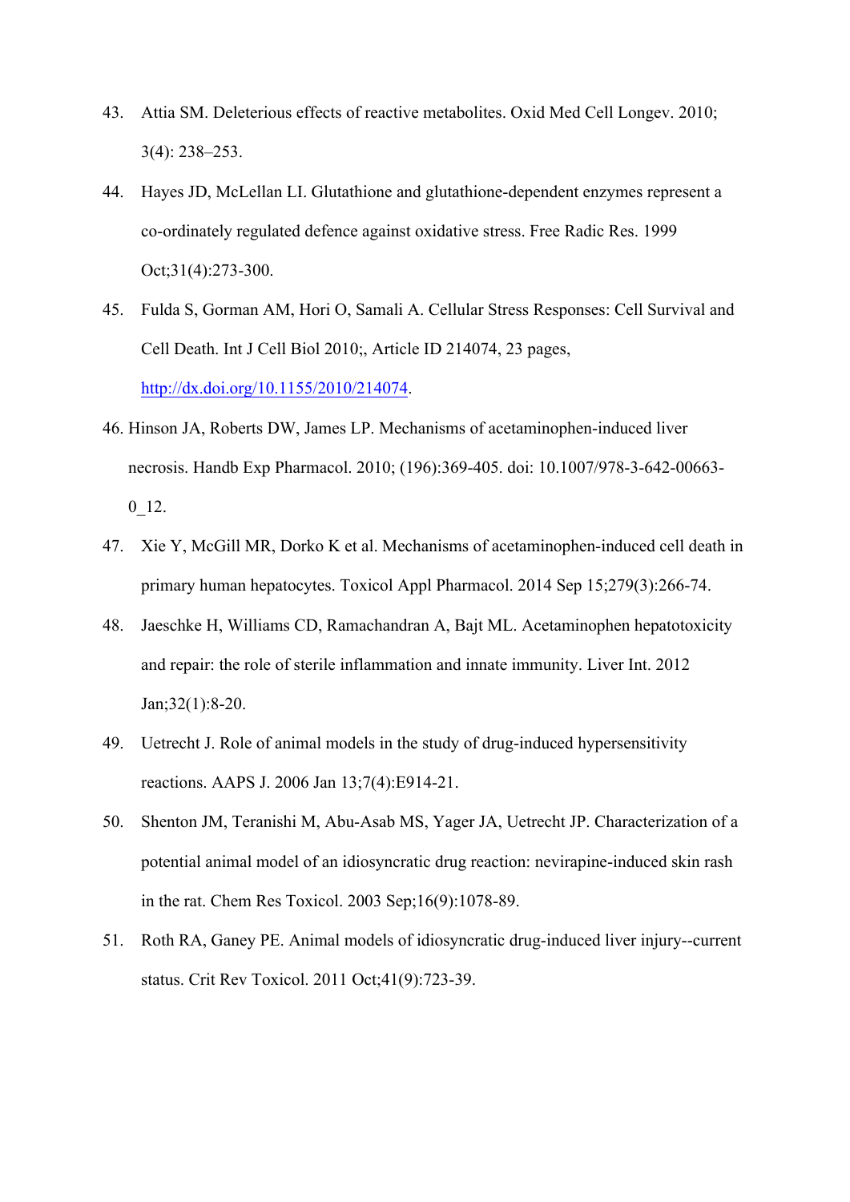43. Attia SM. Deleterious effects of reactive metabolites. Oxid Med Cell Longev. 2010; 3(4): 238–253.

44. Hayes JD, McLellan LI. Glutathione and glutathione-dependent enzymes represent a co-ordinately regulated defence against oxidative stress. Free Radic Res. 1999 Oct;31(4):273-300.

45. Fulda S, Gorman AM, Hori O, Samali A. Cellular Stress Responses: Cell Survival and Cell Death. Int J Cell Biol 2010;, Article ID 214074, 23 pages, http://dx.doi.org/10.1155/2010/214074.

46. Hinson JA, Roberts DW, James LP. Mechanisms of acetaminophen-induced liver necrosis. Handb Exp Pharmacol. 2010; (196):369-405. doi: 10.1007/978-3-642-00663-0_12.

47. Xie Y, McGill MR, Dorko K et al. Mechanisms of acetaminophen-induced cell death in primary human hepatocytes. Toxicol Appl Pharmacol. 2014 Sep 15;279(3):266-74.

48. Jaeschke H, Williams CD, Ramachandran A, Bajt ML. Acetaminophen hepatotoxicity and repair: the role of sterile inflammation and innate immunity. Liver Int. 2012 Jan;32(1):8-20.

49. Uetrecht J. Role of animal models in the study of drug-induced hypersensitivity reactions. AAPS J. 2006 Jan 13;7(4):E914-21.

50. Shenton JM, Teranishi M, Abu-Asab MS, Yager JA, Uetrecht JP. Characterization of a potential animal model of an idiosyncratic drug reaction: nevirapine-induced skin rash in the rat. Chem Res Toxicol. 2003 Sep;16(9):1078-89.

51. Roth RA, Ganey PE. Animal models of idiosyncratic drug-induced liver injury--current status. Crit Rev Toxicol. 2011 Oct;41(9):723-39.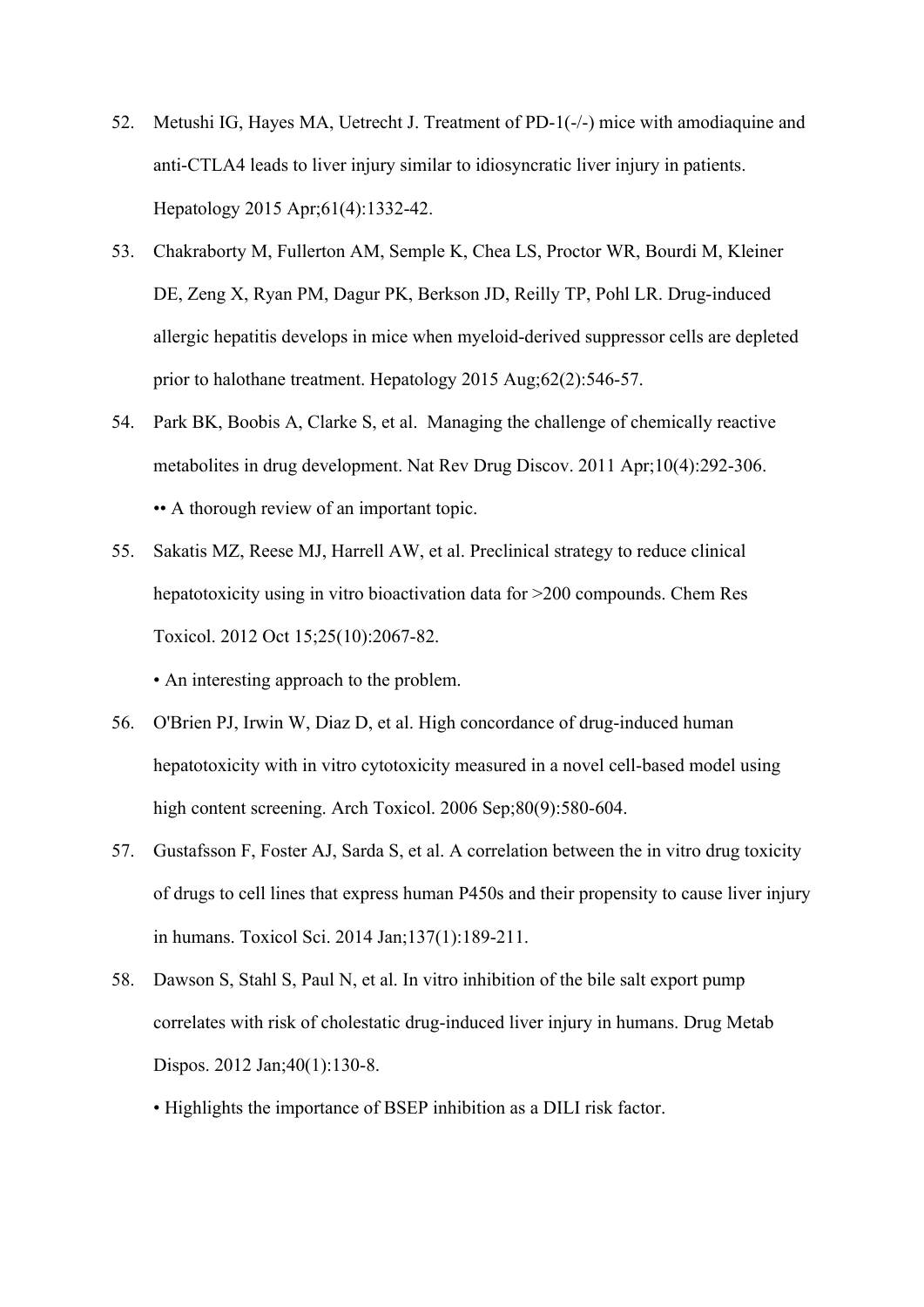52. Metushi IG, Hayes MA, Uetrecht J. Treatment of PD-1(-/-) mice with amodiaquine and anti-CTLA4 leads to liver injury similar to idiosyncratic liver injury in patients. Hepatology 2015 Apr;61(4):1332-42.

53. Chakraborty M, Fullerton AM, Semple K, Chea LS, Proctor WR, Bourdi M, Kleiner DE, Zeng X, Ryan PM, Dagur PK, Berkson JD, Reilly TP, Pohl LR. Drug-induced allergic hepatitis develops in mice when myeloid-derived suppressor cells are depleted prior to halothane treatment. Hepatology 2015 Aug;62(2):546-57.

54. Park BK, Boobis A, Clarke S, et al. Managing the challenge of chemically reactive metabolites in drug development. Nat Rev Drug Discov. 2011 Apr;10(4):292-306.
    •• A thorough review of an important topic.

55. Sakatis MZ, Reese MJ, Harrell AW, et al. Preclinical strategy to reduce clinical hepatotoxicity using in vitro bioactivation data for >200 compounds. Chem Res Toxicol. 2012 Oct 15;25(10):2067-82.
    • An interesting approach to the problem.

56. O'Brien PJ, Irwin W, Diaz D, et al. High concordance of drug-induced human hepatotoxicity with in vitro cytotoxicity measured in a novel cell-based model using high content screening. Arch Toxicol. 2006 Sep;80(9):580-604.

57. Gustafsson F, Foster AJ, Sarda S, et al. A correlation between the in vitro drug toxicity of drugs to cell lines that express human P450s and their propensity to cause liver injury in humans. Toxicol Sci. 2014 Jan;137(1):189-211.

58. Dawson S, Stahl S, Paul N, et al. In vitro inhibition of the bile salt export pump correlates with risk of cholestatic drug-induced liver injury in humans. Drug Metab Dispos. 2012 Jan;40(1):130-8.
    • Highlights the importance of BSEP inhibition as a DILI risk factor.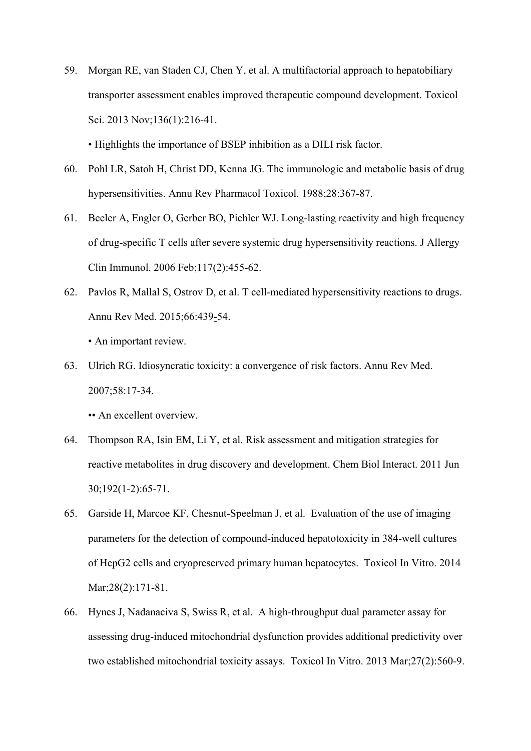59. Morgan RE, van Staden CJ, Chen Y, et al. A multifactorial approach to hepatobiliary transporter assessment enables improved therapeutic compound development. Toxicol Sci. 2013 Nov;136(1):216-41.

    • Highlights the importance of BSEP inhibition as a DILI risk factor.

60. Pohl LR, Satoh H, Christ DD, Kenna JG. The immunologic and metabolic basis of drug hypersensitivities. Annu Rev Pharmacol Toxicol. 1988;28:367-87.

61. Beeler A, Engler O, Gerber BO, Pichler WJ. Long-lasting reactivity and high frequency of drug-specific T cells after severe systemic drug hypersensitivity reactions. J Allergy Clin Immunol. 2006 Feb;117(2):455-62.

62. Pavlos R, Mallal S, Ostrov D, et al. T cell-mediated hypersensitivity reactions to drugs. Annu Rev Med. 2015;66:439-54.

    • An important review.

63. Ulrich RG. Idiosyncratic toxicity: a convergence of risk factors. Annu Rev Med. 2007;58:17-34.

    •• An excellent overview.

64. Thompson RA, Isin EM, Li Y, et al. Risk assessment and mitigation strategies for reactive metabolites in drug discovery and development. Chem Biol Interact. 2011 Jun 30;192(1-2):65-71.

65. Garside H, Marcoe KF, Chesnut-Speelman J, et al. Evaluation of the use of imaging parameters for the detection of compound-induced hepatotoxicity in 384-well cultures of HepG2 cells and cryopreserved primary human hepatocytes. Toxicol In Vitro. 2014 Mar;28(2):171-81.

66. Hynes J, Nadanaciva S, Swiss R, et al. A high-throughput dual parameter assay for assessing drug-induced mitochondrial dysfunction provides additional predictivity over two established mitochondrial toxicity assays. Toxicol In Vitro. 2013 Mar;27(2):560-9.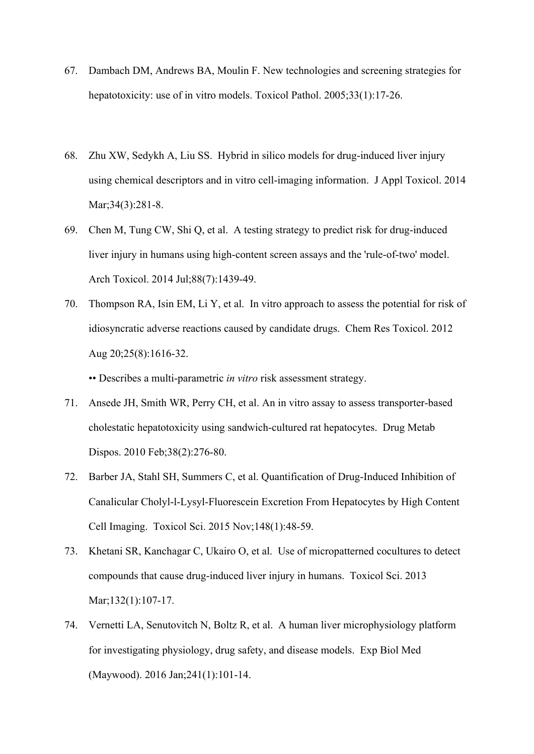67. Dambach DM, Andrews BA, Moulin F. New technologies and screening strategies for hepatotoxicity: use of in vitro models. Toxicol Pathol. 2005;33(1):17-26.

68. Zhu XW, Sedykh A, Liu SS. Hybrid in silico models for drug-induced liver injury using chemical descriptors and in vitro cell-imaging information. J Appl Toxicol. 2014 Mar;34(3):281-8.

69. Chen M, Tung CW, Shi Q, et al. A testing strategy to predict risk for drug-induced liver injury in humans using high-content screen assays and the 'rule-of-two' model. Arch Toxicol. 2014 Jul;88(7):1439-49.

70. Thompson RA, Isin EM, Li Y, et al. In vitro approach to assess the potential for risk of idiosyncratic adverse reactions caused by candidate drugs. Chem Res Toxicol. 2012 Aug 20;25(8):1616-32.

    •• Describes a multi-parametric *in vitro* risk assessment strategy.

71. Ansede JH, Smith WR, Perry CH, et al. An in vitro assay to assess transporter-based cholestatic hepatotoxicity using sandwich-cultured rat hepatocytes. Drug Metab Dispos. 2010 Feb;38(2):276-80.

72. Barber JA, Stahl SH, Summers C, et al. Quantification of Drug-Induced Inhibition of Canalicular Cholyl-l-Lysyl-Fluorescein Excretion From Hepatocytes by High Content Cell Imaging. Toxicol Sci. 2015 Nov;148(1):48-59.

73. Khetani SR, Kanchagar C, Ukairo O, et al. Use of micropatterned cocultures to detect compounds that cause drug-induced liver injury in humans. Toxicol Sci. 2013 Mar;132(1):107-17.

74. Vernetti LA, Senutovitch N, Boltz R, et al. A human liver microphysiology platform for investigating physiology, drug safety, and disease models. Exp Biol Med (Maywood). 2016 Jan;241(1):101-14.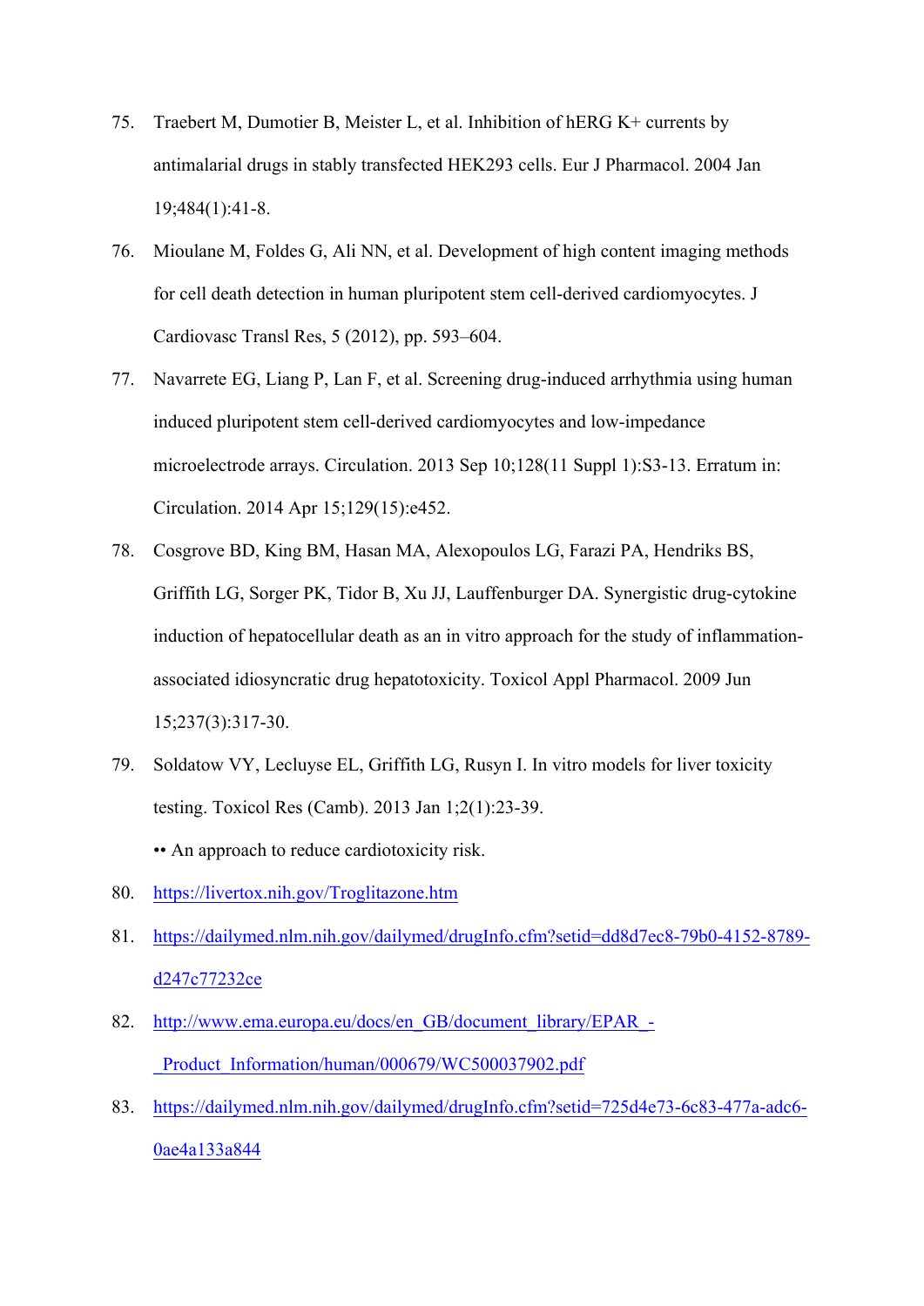75. Traebert M, Dumotier B, Meister L, et al. Inhibition of hERG K+ currents by antimalarial drugs in stably transfected HEK293 cells. Eur J Pharmacol. 2004 Jan 19;484(1):41-8.

76. Mioulane M, Foldes G, Ali NN, et al. Development of high content imaging methods for cell death detection in human pluripotent stem cell-derived cardiomyocytes. J Cardiovasc Transl Res, 5 (2012), pp. 593–604.

77. Navarrete EG, Liang P, Lan F, et al. Screening drug-induced arrhythmia using human induced pluripotent stem cell-derived cardiomyocytes and low-impedance microelectrode arrays. Circulation. 2013 Sep 10;128(11 Suppl 1):S3-13. Erratum in: Circulation. 2014 Apr 15;129(15):e452.

78. Cosgrove BD, King BM, Hasan MA, Alexopoulos LG, Farazi PA, Hendriks BS, Griffith LG, Sorger PK, Tidor B, Xu JJ, Lauffenburger DA. Synergistic drug-cytokine induction of hepatocellular death as an in vitro approach for the study of inflammation-associated idiosyncratic drug hepatotoxicity. Toxicol Appl Pharmacol. 2009 Jun 15;237(3):317-30.

79. Soldatow VY, Lecluyse EL, Griffith LG, Rusyn I. In vitro models for liver toxicity testing. Toxicol Res (Camb). 2013 Jan 1;2(1):23-39.

    •• An approach to reduce cardiotoxicity risk.

80. https://livertox.nih.gov/Troglitazone.htm

81. https://dailymed.nlm.nih.gov/dailymed/drugInfo.cfm?setid=dd8d7ec8-79b0-4152-8789-d247c77232ce

82. http://www.ema.europa.eu/docs/en_GB/document_library/EPAR_-_Product_Information/human/000679/WC500037902.pdf

83. https://dailymed.nlm.nih.gov/dailymed/drugInfo.cfm?setid=725d4e73-6c83-477a-adc6-0ae4a133a844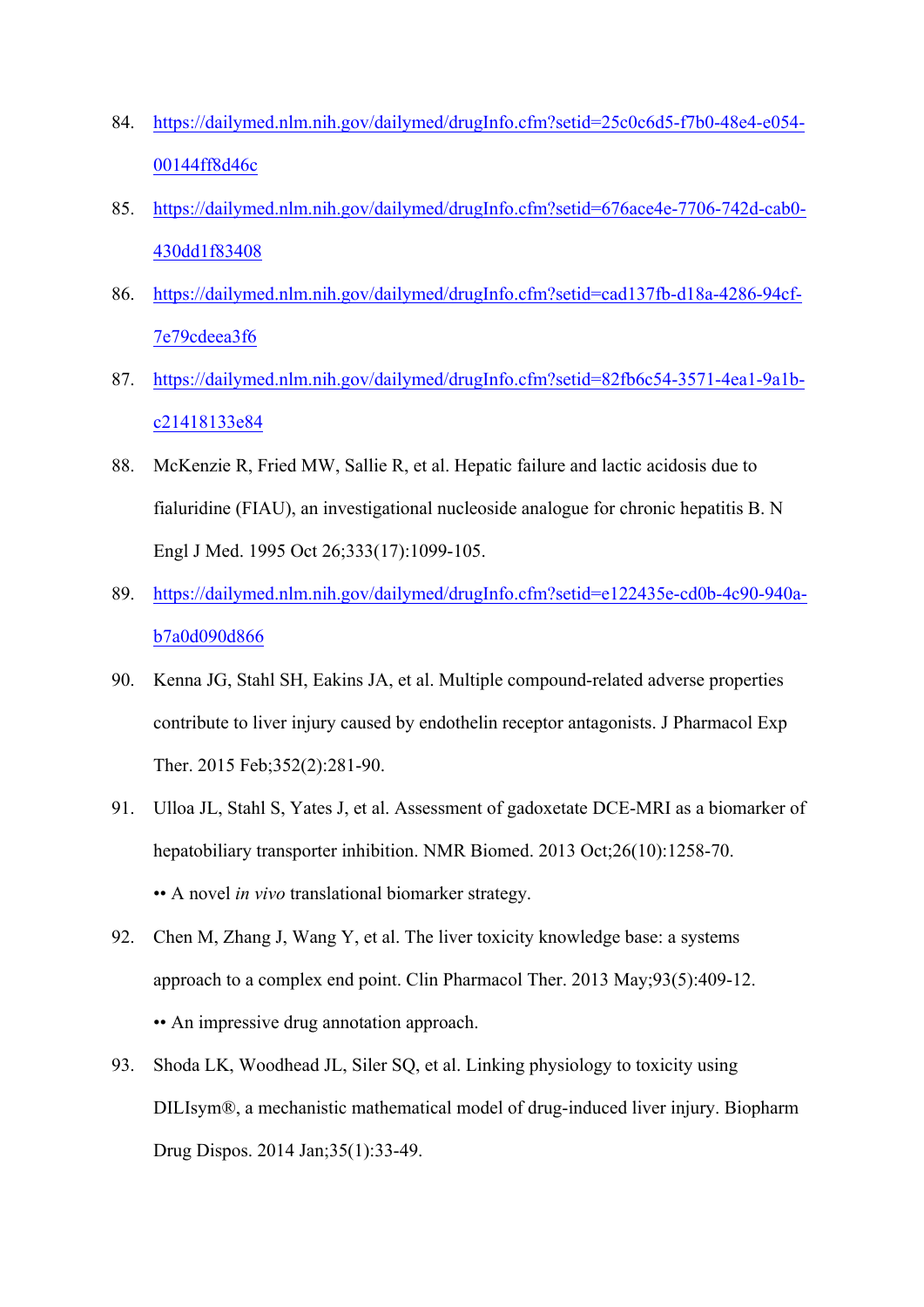84. https://dailymed.nlm.nih.gov/dailymed/drugInfo.cfm?setid=25c0c6d5-f7b0-48e4-e054-00144ff8d46c

85. https://dailymed.nlm.nih.gov/dailymed/drugInfo.cfm?setid=676ace4e-7706-742d-cab0-430dd1f83408

86. https://dailymed.nlm.nih.gov/dailymed/drugInfo.cfm?setid=cad137fb-d18a-4286-94cf-7e79cdeea3f6

87. https://dailymed.nlm.nih.gov/dailymed/drugInfo.cfm?setid=82fb6c54-3571-4ea1-9a1b-c21418133e84

88. McKenzie R, Fried MW, Sallie R, et al. Hepatic failure and lactic acidosis due to fialuridine (FIAU), an investigational nucleoside analogue for chronic hepatitis B. N Engl J Med. 1995 Oct 26;333(17):1099-105.

89. https://dailymed.nlm.nih.gov/dailymed/drugInfo.cfm?setid=e122435e-cd0b-4c90-940a-b7a0d090d866

90. Kenna JG, Stahl SH, Eakins JA, et al. Multiple compound-related adverse properties contribute to liver injury caused by endothelin receptor antagonists. J Pharmacol Exp Ther. 2015 Feb;352(2):281-90.

91. Ulloa JL, Stahl S, Yates J, et al. Assessment of gadoxetate DCE-MRI as a biomarker of hepatobiliary transporter inhibition. NMR Biomed. 2013 Oct;26(10):1258-70.

    •• A novel *in vivo* translational biomarker strategy.

92. Chen M, Zhang J, Wang Y, et al. The liver toxicity knowledge base: a systems approach to a complex end point. Clin Pharmacol Ther. 2013 May;93(5):409-12.

    •• An impressive drug annotation approach.

93. Shoda LK, Woodhead JL, Siler SQ, et al. Linking physiology to toxicity using DILIsym®, a mechanistic mathematical model of drug-induced liver injury. Biopharm Drug Dispos. 2014 Jan;35(1):33-49.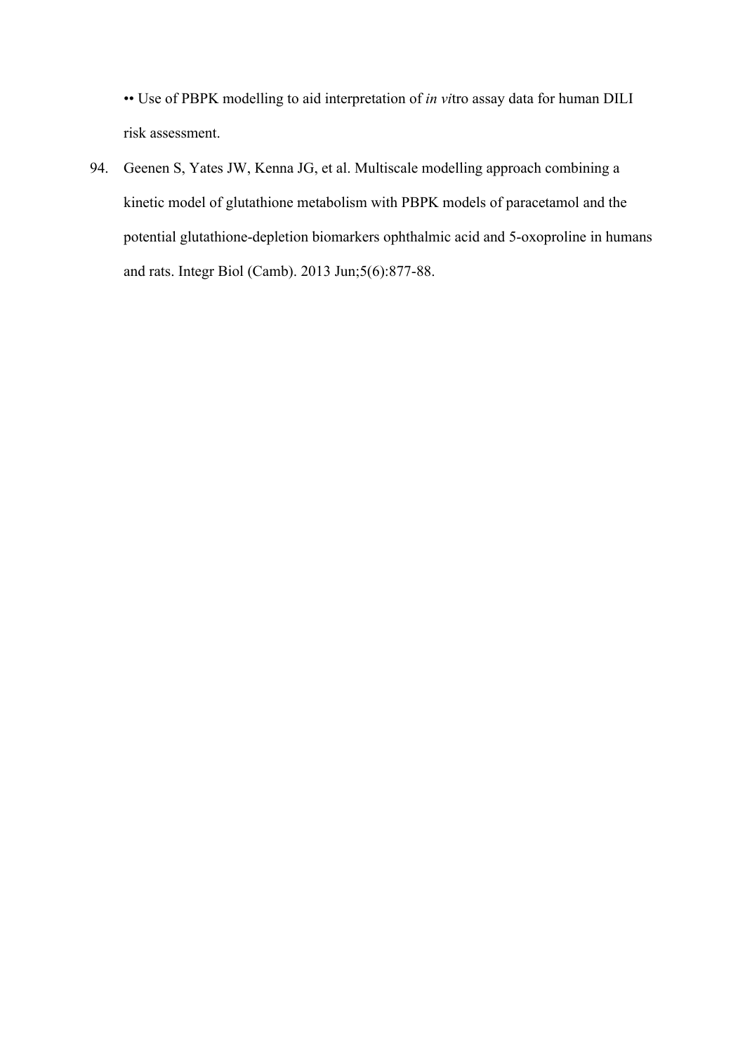•• Use of PBPK modelling to aid interpretation of *in vi*tro assay data for human DILI risk assessment.

94. Geenen S, Yates JW, Kenna JG, et al. Multiscale modelling approach combining a kinetic model of glutathione metabolism with PBPK models of paracetamol and the potential glutathione-depletion biomarkers ophthalmic acid and 5-oxoproline in humans and rats. Integr Biol (Camb). 2013 Jun;5(6):877-88.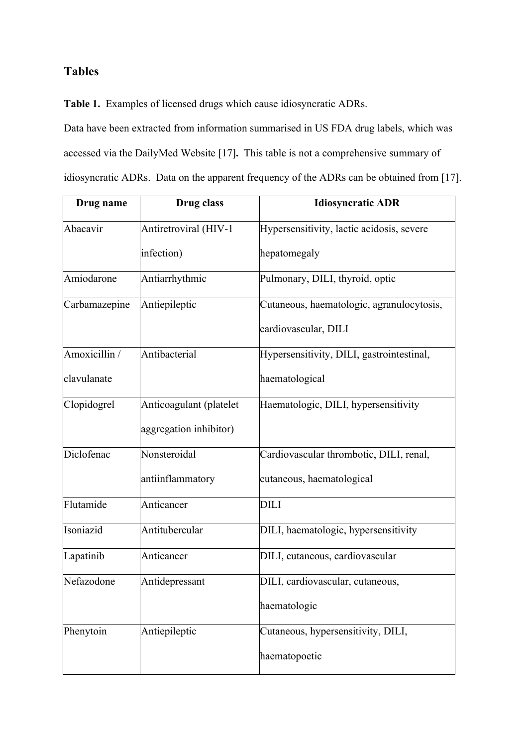# Tables

**Table 1.** Examples of licensed drugs which cause idiosyncratic ADRs.

Data have been extracted from information summarised in US FDA drug labels, which was accessed via the DailyMed Website [17]**.** This table is not a comprehensive summary of idiosyncratic ADRs. Data on the apparent frequency of the ADRs can be obtained from [17].

| Drug name | Drug class | Idiosyncratic ADR |
|---|---|---|
| Abacavir | Antiretroviral (HIV-1 infection) | Hypersensitivity, lactic acidosis, severe hepatomegaly |
| Amiodarone | Antiarrhythmic | Pulmonary, DILI, thyroid, optic |
| Carbamazepine | Antiepileptic | Cutaneous, haematologic, agranulocytosis, cardiovascular, DILI |
| Amoxicillin / clavulanate | Antibacterial | Hypersensitivity, DILI, gastrointestinal, haematological |
| Clopidogrel | Anticoagulant (platelet aggregation inhibitor) | Haematologic, DILI, hypersensitivity |
| Diclofenac | Nonsteroidal antiinflammatory | Cardiovascular thrombotic, DILI, renal, cutaneous, haematological |
| Flutamide | Anticancer | DILI |
| Isoniazid | Antitubercular | DILI, haematologic, hypersensitivity |
| Lapatinib | Anticancer | DILI, cutaneous, cardiovascular |
| Nefazodone | Antidepressant | DILI, cardiovascular, cutaneous, haematologic |
| Phenytoin | Antiepileptic | Cutaneous, hypersensitivity, DILI, haematopoetic |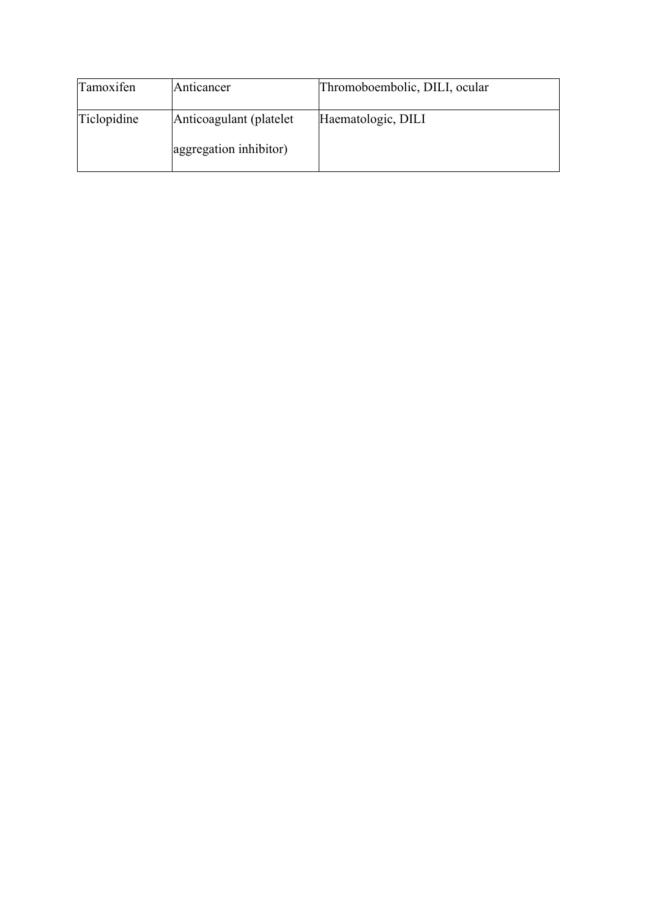| Tamoxifen | Anticancer | Thromoboembolic, DILI, ocular |
| --- | --- | --- |
| Ticlopidine | Anticoagulant (platelet aggregation inhibitor) | Haematologic, DILI |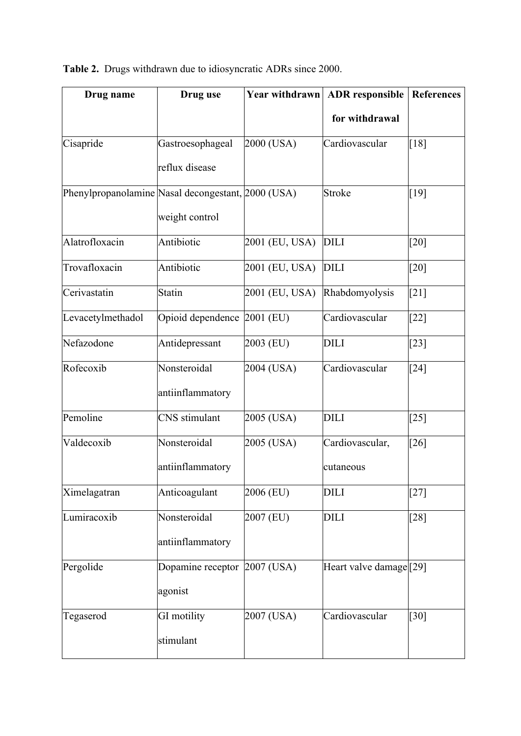**Table 2.** Drugs withdrawn due to idiosyncratic ADRs since 2000.

| Drug name | Drug use | Year withdrawn | ADR responsible for withdrawal | References |
|---|---|---|---|---|
| Cisapride | Gastroesophageal reflux disease | 2000 (USA) | Cardiovascular | [18] |
| Phenylpropanolamine | Nasal decongestant, weight control | 2000 (USA) | Stroke | [19] |
| Alatrofloxacin | Antibiotic | 2001 (EU, USA) | DILI | [20] |
| Trovafloxacin | Antibiotic | 2001 (EU, USA) | DILI | [20] |
| Cerivastatin | Statin | 2001 (EU, USA) | Rhabdomyolysis | [21] |
| Levacetylmethadol | Opioid dependence | 2001 (EU) | Cardiovascular | [22] |
| Nefazodone | Antidepressant | 2003 (EU) | DILI | [23] |
| Rofecoxib | Nonsteroidal antiinflammatory | 2004 (USA) | Cardiovascular | [24] |
| Pemoline | CNS stimulant | 2005 (USA) | DILI | [25] |
| Valdecoxib | Nonsteroidal antiinflammatory | 2005 (USA) | Cardiovascular, cutaneous | [26] |
| Ximelagatran | Anticoagulant | 2006 (EU) | DILI | [27] |
| Lumiracoxib | Nonsteroidal antiinflammatory | 2007 (EU) | DILI | [28] |
| Pergolide | Dopamine receptor agonist | 2007 (USA) | Heart valve damage | [29] |
| Tegaserod | GI motility stimulant | 2007 (USA) | Cardiovascular | [30] |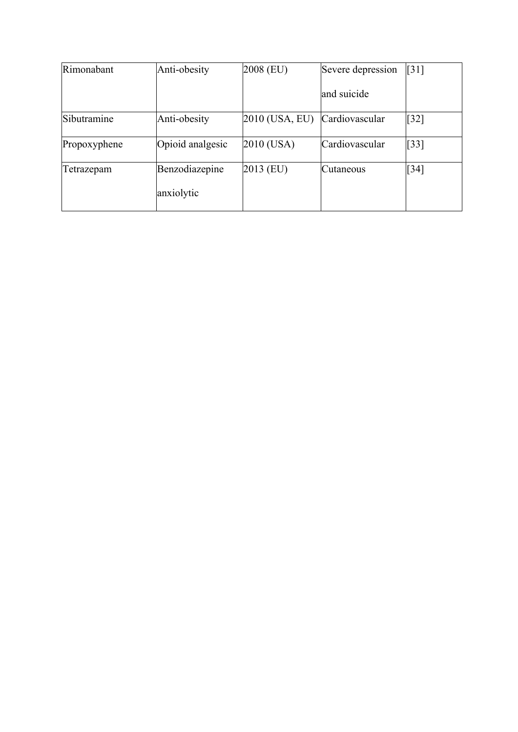| Rimonabant | Anti-obesity | 2008 (EU) | Severe depression and suicide | [31] |
|---|---|---|---|---|
| Sibutramine | Anti-obesity | 2010 (USA, EU) | Cardiovascular | [32] |
| Propoxyphene | Opioid analgesic | 2010 (USA) | Cardiovascular | [33] |
| Tetrazepam | Benzodiazepine anxiolytic | 2013 (EU) | Cutaneous | [34] |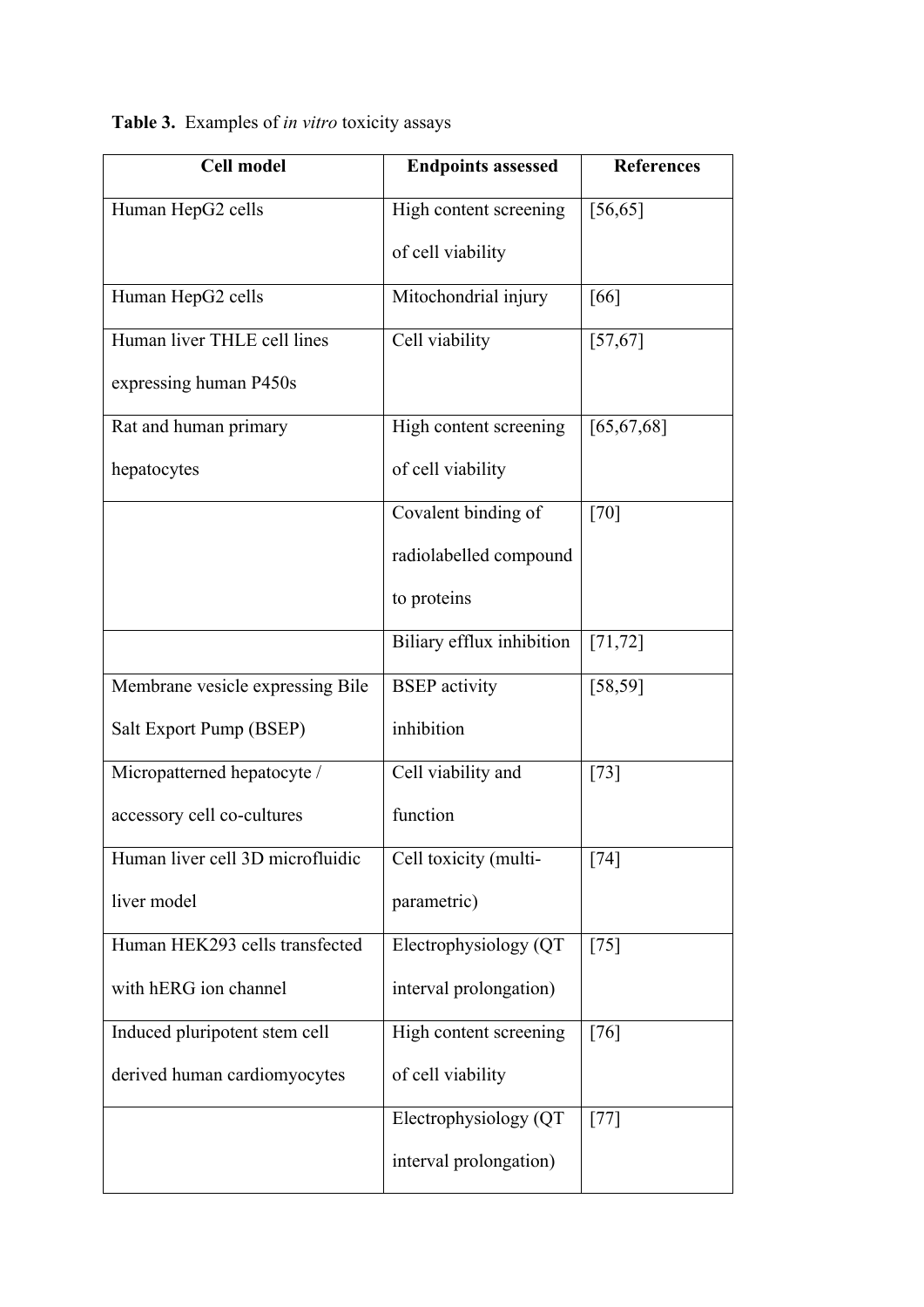**Table 3.** Examples of *in vitro* toxicity assays

| Cell model | Endpoints assessed | References |
|---|---|---|
| Human HepG2 cells | High content screening of cell viability | [56,65] |
| Human HepG2 cells | Mitochondrial injury | [66] |
| Human liver THLE cell lines expressing human P450s | Cell viability | [57,67] |
| Rat and human primary hepatocytes | High content screening of cell viability | [65,67,68] |
| | Covalent binding of radiolabelled compound to proteins | [70] |
| | Biliary efflux inhibition | [71,72] |
| Membrane vesicle expressing Bile Salt Export Pump (BSEP) | BSEP activity inhibition | [58,59] |
| Micropatterned hepatocyte / accessory cell co-cultures | Cell viability and function | [73] |
| Human liver cell 3D microfluidic liver model | Cell toxicity (multi-parametric) | [74] |
| Human HEK293 cells transfected with hERG ion channel | Electrophysiology (QT interval prolongation) | [75] |
| Induced pluripotent stem cell derived human cardiomyocytes | High content screening of cell viability | [76] |
| | Electrophysiology (QT interval prolongation) | [77] |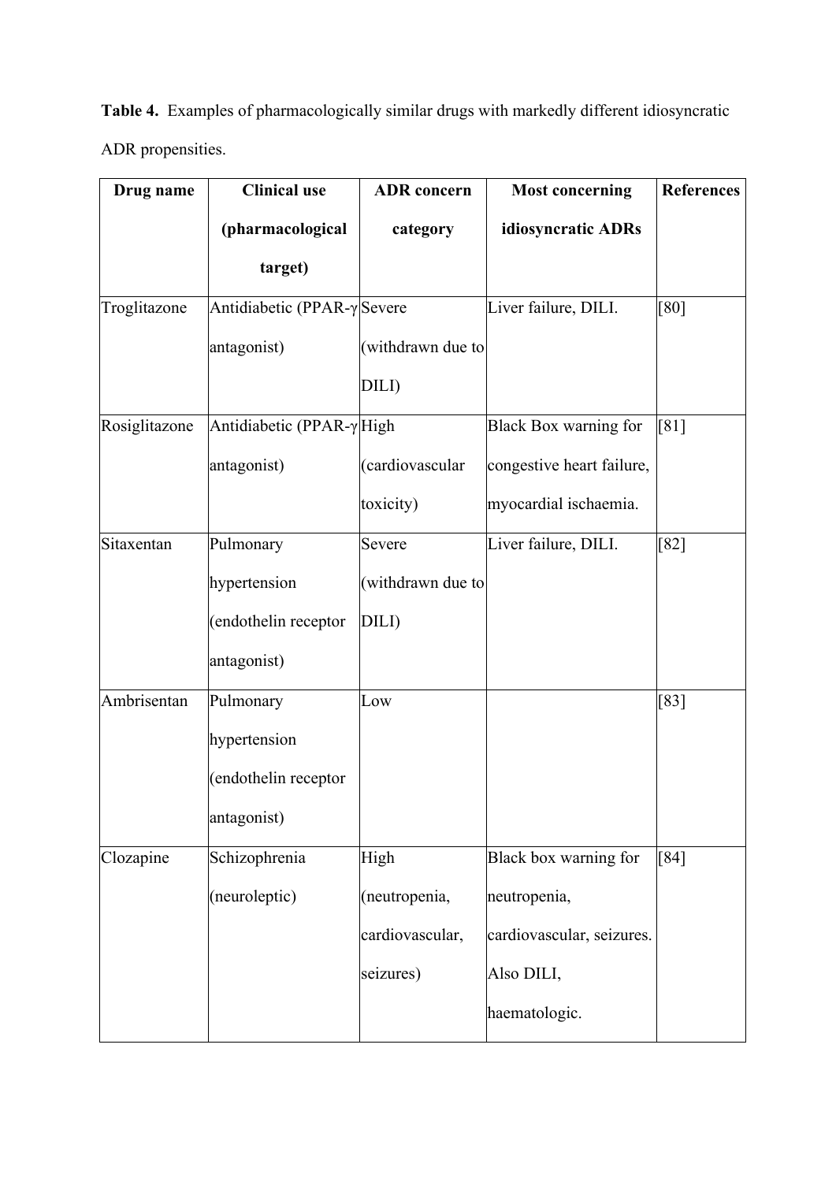**Table 4.** Examples of pharmacologically similar drugs with markedly different idiosyncratic ADR propensities.

| Drug name | Clinical use (pharmacological target) | ADR concern category | Most concerning idiosyncratic ADRs | References |
|---|---|---|---|---|
| Troglitazone | Antidiabetic (PPAR-γ antagonist) | Severe (withdrawn due to DILI) | Liver failure, DILI. | [80] |
| Rosiglitazone | Antidiabetic (PPAR-γ antagonist) | High (cardiovascular toxicity) | Black Box warning for congestive heart failure, myocardial ischaemia. | [81] |
| Sitaxentan | Pulmonary hypertension (endothelin receptor antagonist) | Severe (withdrawn due to DILI) | Liver failure, DILI. | [82] |
| Ambrisentan | Pulmonary hypertension (endothelin receptor antagonist) | Low | | [83] |
| Clozapine | Schizophrenia (neuroleptic) | High (neutropenia, cardiovascular, seizures) | Black box warning for neutropenia, cardiovascular, seizures. Also DILI, haematologic. | [84] |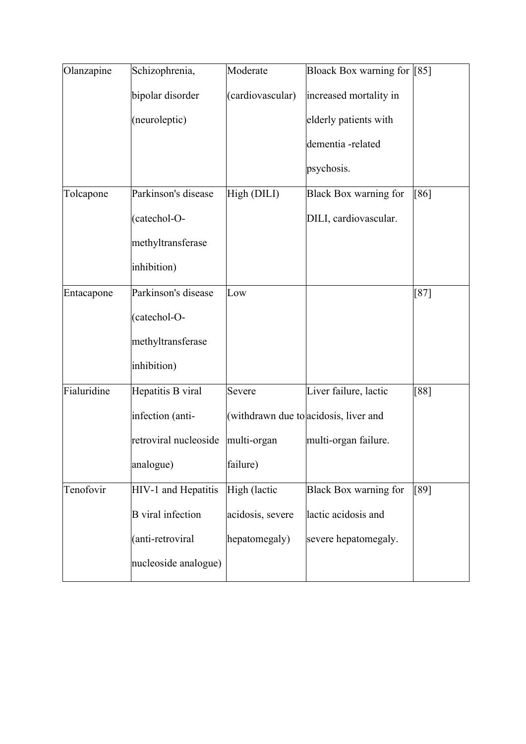| Olanzapine | Schizophrenia, bipolar disorder (neuroleptic) | Moderate (cardiovascular) | Bloack Box warning for increased mortality in elderly patients with dementia -related psychosis. | [85] |
|---|---|---|---|---|
| Tolcapone | Parkinson's disease (catechol-O-methyltransferase inhibition) | High (DILI) | Black Box warning for DILI, cardiovascular. | [86] |
| Entacapone | Parkinson's disease (catechol-O-methyltransferase inhibition) | Low | | [87] |
| Fialuridine | Hepatitis B viral infection (anti-retroviral nucleoside analogue) | Severe (withdrawn due to multi-organ failure) | Liver failure, lactic acidosis, liver and multi-organ failure. | [88] |
| Tenofovir | HIV-1 and Hepatitis B viral infection (anti-retroviral nucleoside analogue) | High (lactic acidosis, severe hepatomegaly) | Black Box warning for lactic acidosis and severe hepatomegaly. | [89] |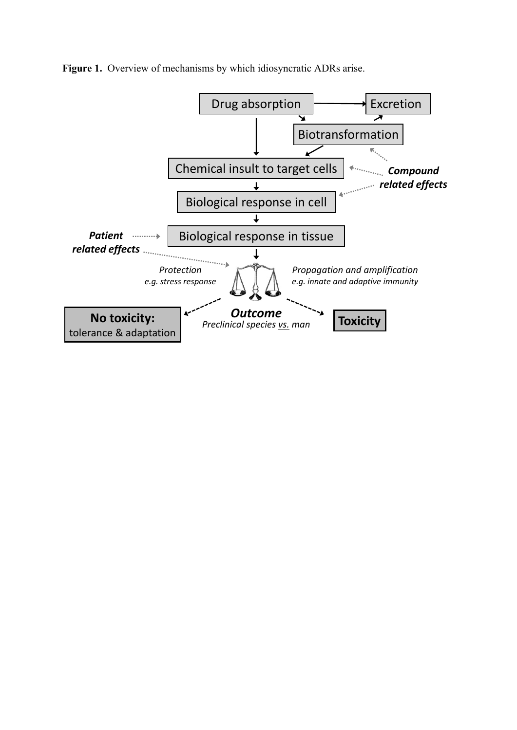**Figure 1.** Overview of mechanisms by which idiosyncratic ADRs arise.

Drug absorption

Excretion

Biotransformation

Chemical insult to target cells

Compound related effects

Biological response in cell

Patient related effects

Biological response in tissue

Protection
e.g. stress response

Propagation and amplification
e.g. innate and adaptive immunity

**No toxicity:**
tolerance & adaptation

*Outcome*
*Preclinical species vs. man*

**Toxicity**